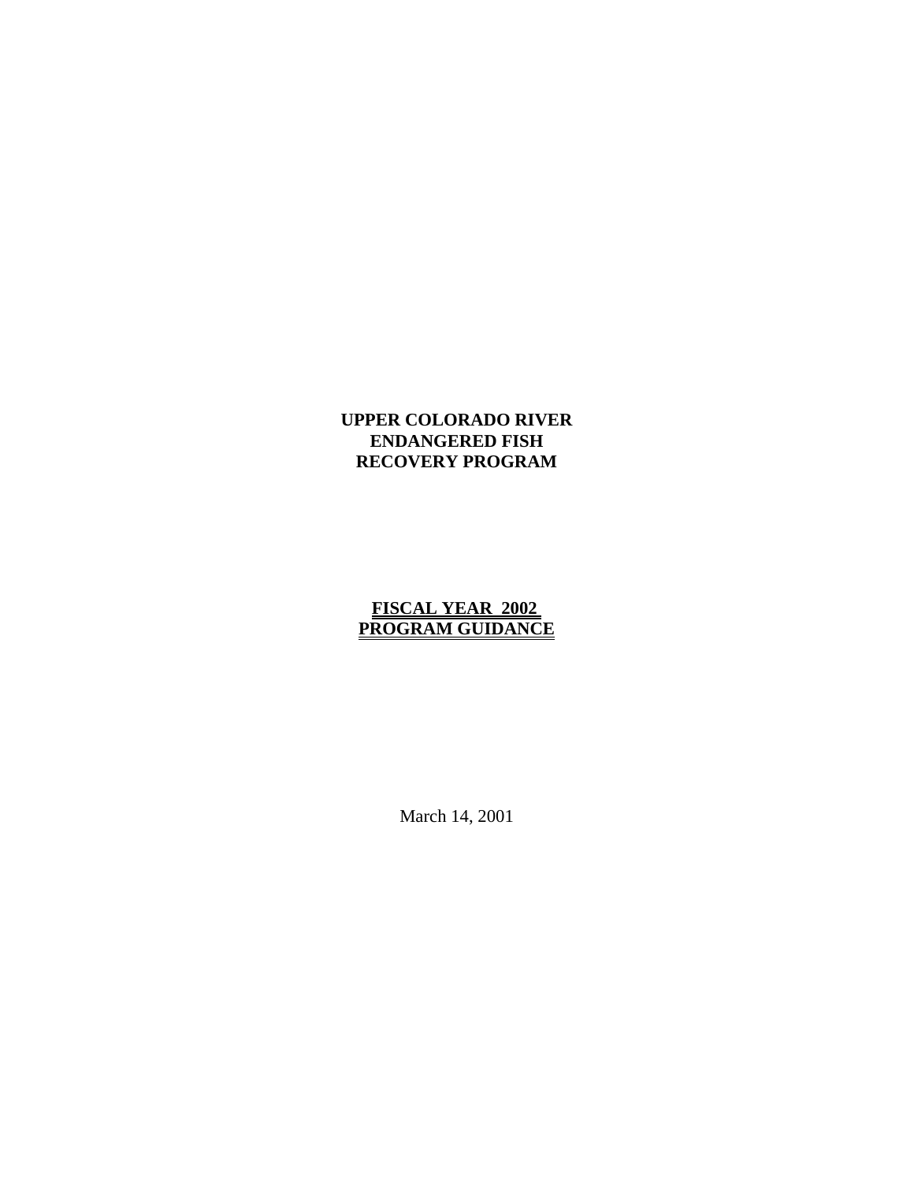# UPPER COLORADO RIVER ENDANGERED FISH RECOVERY PROGRAM

## FISCAL YEAR 2002 PROGRAM GUIDANCE

March 14, 2001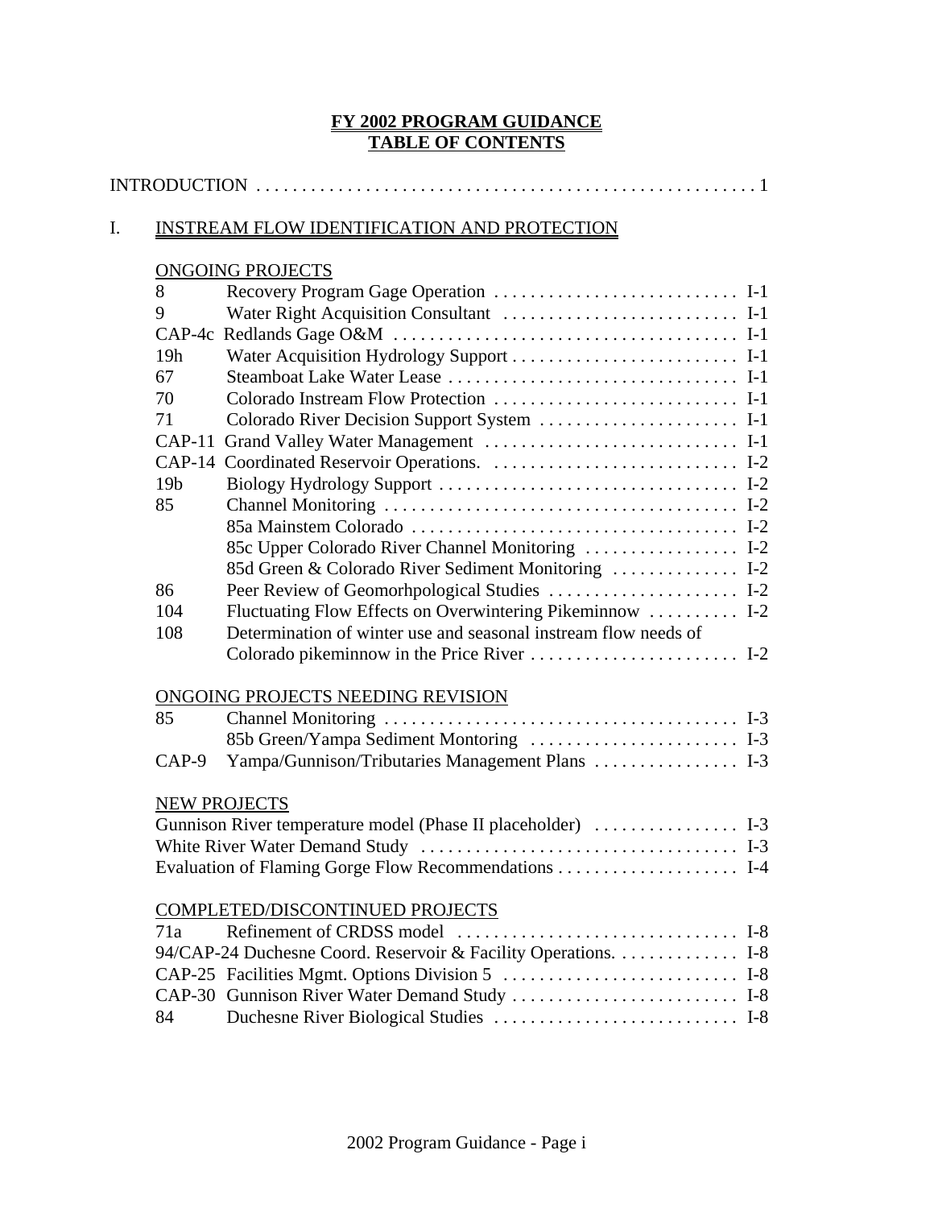# FY 2002 PROGRAM GUIDANCE
# TABLE OF CONTENTS

INTRODUCTION . . . . . . . . . . . . . . . . . . . . . . . . . . . . . . . . . . . . . . . . . . . . . . . . . . . . . 1

## I. INSTREAM FLOW IDENTIFICATION AND PROTECTION

### ONGOING PROJECTS

| | | |
|---|---|---|
| 8 | Recovery Program Gage Operation | I-1 |
| 9 | Water Right Acquisition Consultant | I-1 |
| CAP-4c | Redlands Gage O&M | I-1 |
| 19h | Water Acquisition Hydrology Support | I-1 |
| 67 | Steamboat Lake Water Lease | I-1 |
| 70 | Colorado Instream Flow Protection | I-1 |
| 71 | Colorado River Decision Support System | I-1 |
| CAP-11 | Grand Valley Water Management | I-1 |
| CAP-14 | Coordinated Reservoir Operations. | I-2 |
| 19b | Biology Hydrology Support | I-2 |
| 85 | Channel Monitoring | I-2 |
| | 85a Mainstem Colorado | I-2 |
| | 85c Upper Colorado River Channel Monitoring | I-2 |
| | 85d Green & Colorado River Sediment Monitoring | I-2 |
| 86 | Peer Review of Geomorhpological Studies | I-2 |
| 104 | Fluctuating Flow Effects on Overwintering Pikeminnow | I-2 |
| 108 | Determination of winter use and seasonal instream flow needs of Colorado pikeminnow in the Price River | I-2 |

### ONGOING PROJECTS NEEDING REVISION

| | | |
|---|---|---|
| 85 | Channel Monitoring | I-3 |
| | 85b Green/Yampa Sediment Montoring | I-3 |
| CAP-9 | Yampa/Gunnison/Tributaries Management Plans | I-3 |

### NEW PROJECTS

| | |
|---|---|
| Gunnison River temperature model (Phase II placeholder) | I-3 |
| White River Water Demand Study | I-3 |
| Evaluation of Flaming Gorge Flow Recommendations | I-4 |

### COMPLETED/DISCONTINUED PROJECTS

| | | |
|---|---|---|
| 71a | Refinement of CRDSS model | I-8 |
| 94/CAP-24 | Duchesne Coord. Reservoir & Facility Operations. | I-8 |
| CAP-25 | Facilities Mgmt. Options Division 5 | I-8 |
| CAP-30 | Gunnison River Water Demand Study | I-8 |
| 84 | Duchesne River Biological Studies | I-8 |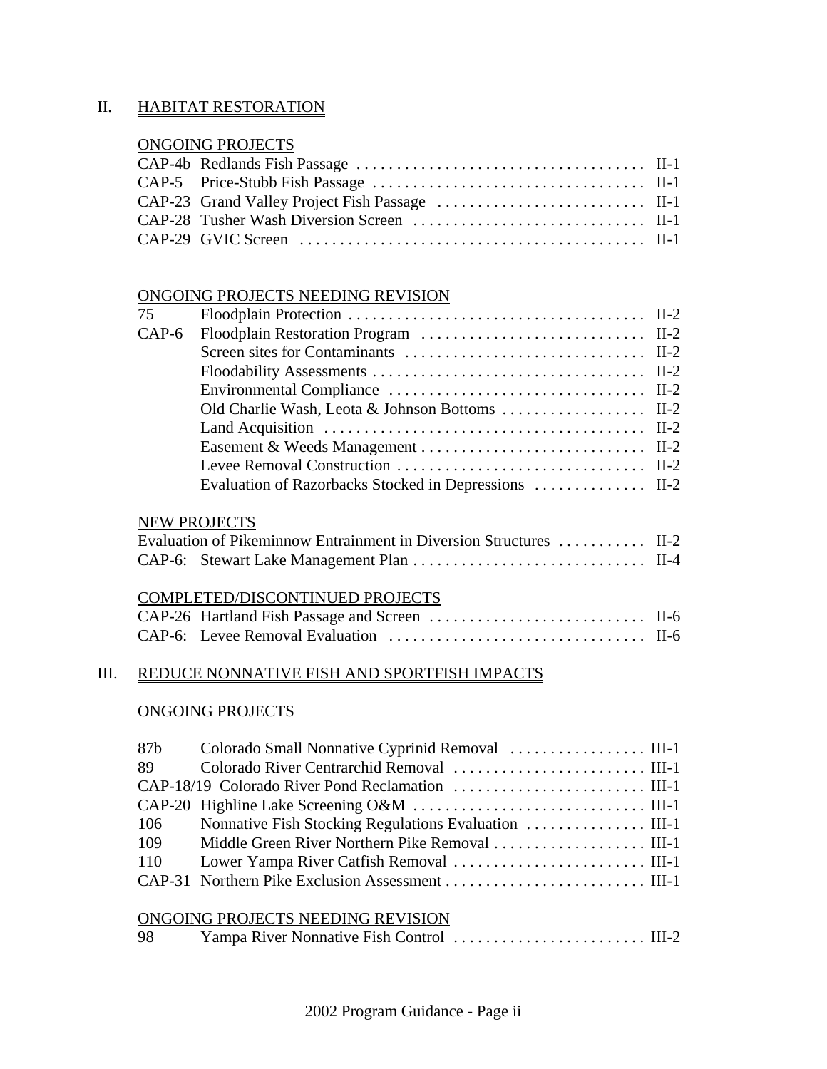## II. HABITAT RESTORATION

### ONGOING PROJECTS

| | | |
|---|---|---|
| CAP-4b | Redlands Fish Passage | II-1 |
| CAP-5 | Price-Stubb Fish Passage | II-1 |
| CAP-23 | Grand Valley Project Fish Passage | II-1 |
| CAP-28 | Tusher Wash Diversion Screen | II-1 |
| CAP-29 | GVIC Screen | II-1 |

### ONGOING PROJECTS NEEDING REVISION

| | | |
|---|---|---|
| 75 | Floodplain Protection | II-2 |
| CAP-6 | Floodplain Restoration Program | II-2 |
| | Screen sites for Contaminants | II-2 |
| | Floodability Assessments | II-2 |
| | Environmental Compliance | II-2 |
| | Old Charlie Wash, Leota & Johnson Bottoms | II-2 |
| | Land Acquisition | II-2 |
| | Easement & Weeds Management | II-2 |
| | Levee Removal Construction | II-2 |
| | Evaluation of Razorbacks Stocked in Depressions | II-2 |

### NEW PROJECTS

| | | |
|---|---|---|
| | Evaluation of Pikeminnow Entrainment in Diversion Structures | II-2 |
| CAP-6: | Stewart Lake Management Plan | II-4 |

### COMPLETED/DISCONTINUED PROJECTS

| | | |
|---|---|---|
| CAP-26 | Hartland Fish Passage and Screen | II-6 |
| CAP-6: | Levee Removal Evaluation | II-6 |

## III. REDUCE NONNATIVE FISH AND SPORTFISH IMPACTS

### ONGOING PROJECTS

| | | |
|---|---|---|
| 87b | Colorado Small Nonnative Cyprinid Removal | III-1 |
| 89 | Colorado River Centrarchid Removal | III-1 |
| CAP-18/19 | Colorado River Pond Reclamation | III-1 |
| CAP-20 | Highline Lake Screening O&M | III-1 |
| 106 | Nonnative Fish Stocking Regulations Evaluation | III-1 |
| 109 | Middle Green River Northern Pike Removal | III-1 |
| 110 | Lower Yampa River Catfish Removal | III-1 |
| CAP-31 | Northern Pike Exclusion Assessment | III-1 |

### ONGOING PROJECTS NEEDING REVISION

| | | |
|---|---|---|
| 98 | Yampa River Nonnative Fish Control | III-2 |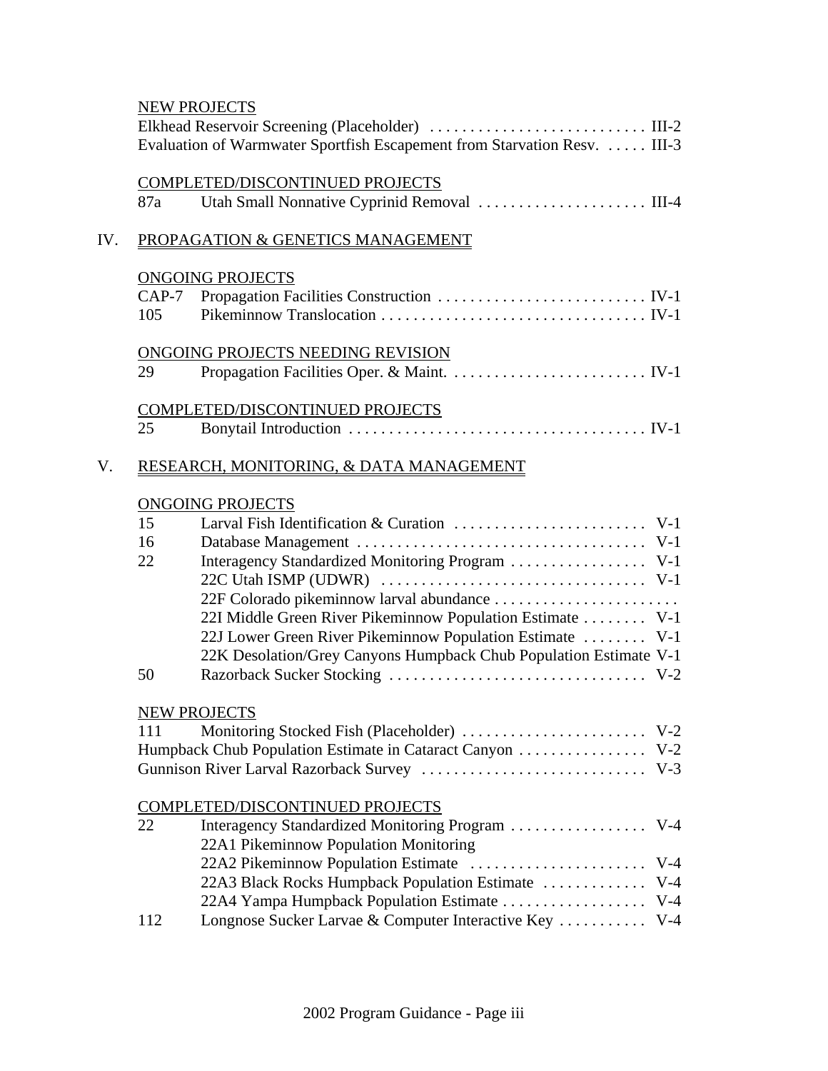NEW PROJECTS

Elkhead Reservoir Screening (Placeholder) .......................... III-2
Evaluation of Warmwater Sportfish Escapement from Starvation Resv. ..... III-3

COMPLETED/DISCONTINUED PROJECTS

| | | |
|---|---|---|
| 87a | Utah Small Nonnative Cyprinid Removal | III-4 |

## IV. PROPAGATION & GENETICS MANAGEMENT

ONGOING PROJECTS

| | | |
|---|---|---|
| CAP-7 | Propagation Facilities Construction | IV-1 |
| 105 | Pikeminnow Translocation | IV-1 |

ONGOING PROJECTS NEEDING REVISION

| | | |
|---|---|---|
| 29 | Propagation Facilities Oper. & Maint. | IV-1 |

COMPLETED/DISCONTINUED PROJECTS

| | | |
|---|---|---|
| 25 | Bonytail Introduction | IV-1 |

## V. RESEARCH, MONITORING, & DATA MANAGEMENT

ONGOING PROJECTS

| | | |
|---|---|---|
| 15 | Larval Fish Identification & Curation | V-1 |
| 16 | Database Management | V-1 |
| 22 | Interagency Standardized Monitoring Program | V-1 |
| | 22C Utah ISMP (UDWR) | V-1 |
| | 22F Colorado pikeminnow larval abundance | |
| | 22I Middle Green River Pikeminnow Population Estimate | V-1 |
| | 22J Lower Green River Pikeminnow Population Estimate | V-1 |
| | 22K Desolation/Grey Canyons Humpback Chub Population Estimate | V-1 |
| 50 | Razorback Sucker Stocking | V-2 |

NEW PROJECTS

| | | |
|---|---|---|
| 111 | Monitoring Stocked Fish (Placeholder) | V-2 |

Humpback Chub Population Estimate in Cataract Canyon ................ V-2
Gunnison River Larval Razorback Survey ............................ V-3

COMPLETED/DISCONTINUED PROJECTS

| | | |
|---|---|---|
| 22 | Interagency Standardized Monitoring Program | V-4 |
| | 22A1 Pikeminnow Population Monitoring | |
| | 22A2 Pikeminnow Population Estimate | V-4 |
| | 22A3 Black Rocks Humpback Population Estimate | V-4 |
| | 22A4 Yampa Humpback Population Estimate | V-4 |
| 112 | Longnose Sucker Larvae & Computer Interactive Key | V-4 |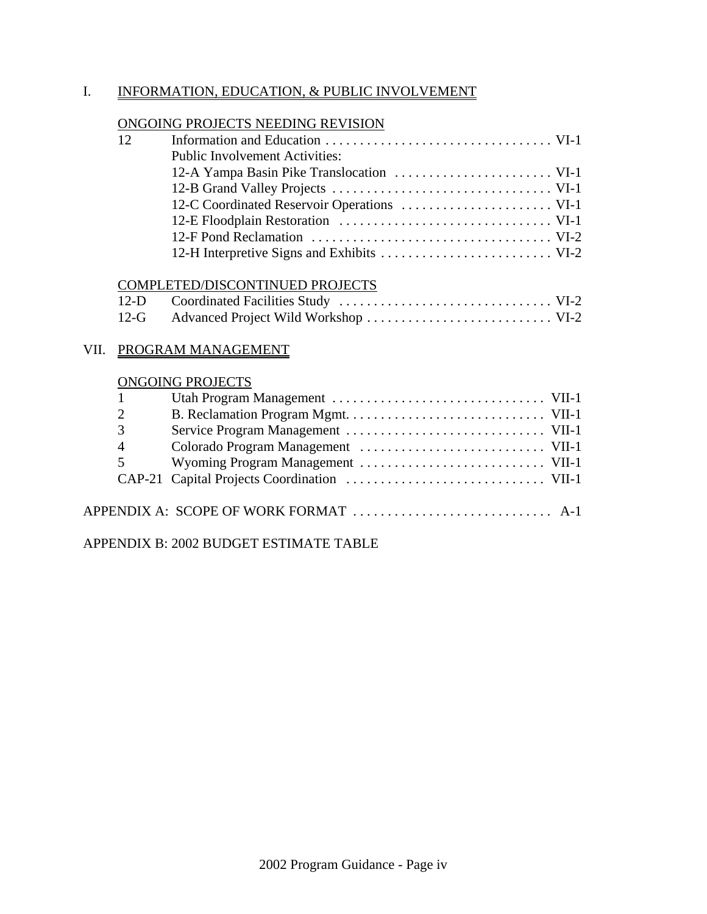## I. INFORMATION, EDUCATION, & PUBLIC INVOLVEMENT

### ONGOING PROJECTS NEEDING REVISION

| | | |
|---|---|---|
| 12 | Information and Education | VI-1 |
| | Public Involvement Activities: | |
| | 12-A Yampa Basin Pike Translocation | VI-1 |
| | 12-B Grand Valley Projects | VI-1 |
| | 12-C Coordinated Reservoir Operations | VI-1 |
| | 12-E Floodplain Restoration | VI-1 |
| | 12-F Pond Reclamation | VI-2 |
| | 12-H Interpretive Signs and Exhibits | VI-2 |

### COMPLETED/DISCONTINUED PROJECTS

| | | |
|---|---|---|
| 12-D | Coordinated Facilities Study | VI-2 |
| 12-G | Advanced Project Wild Workshop | VI-2 |

## VII. PROGRAM MANAGEMENT

### ONGOING PROJECTS

| | | |
|---|---|---|
| 1 | Utah Program Management | VII-1 |
| 2 | B. Reclamation Program Mgmt. | VII-1 |
| 3 | Service Program Management | VII-1 |
| 4 | Colorado Program Management | VII-1 |
| 5 | Wyoming Program Management | VII-1 |
| CAP-21 | Capital Projects Coordination | VII-1 |

APPENDIX A: SCOPE OF WORK FORMAT .......... A-1

APPENDIX B: 2002 BUDGET ESTIMATE TABLE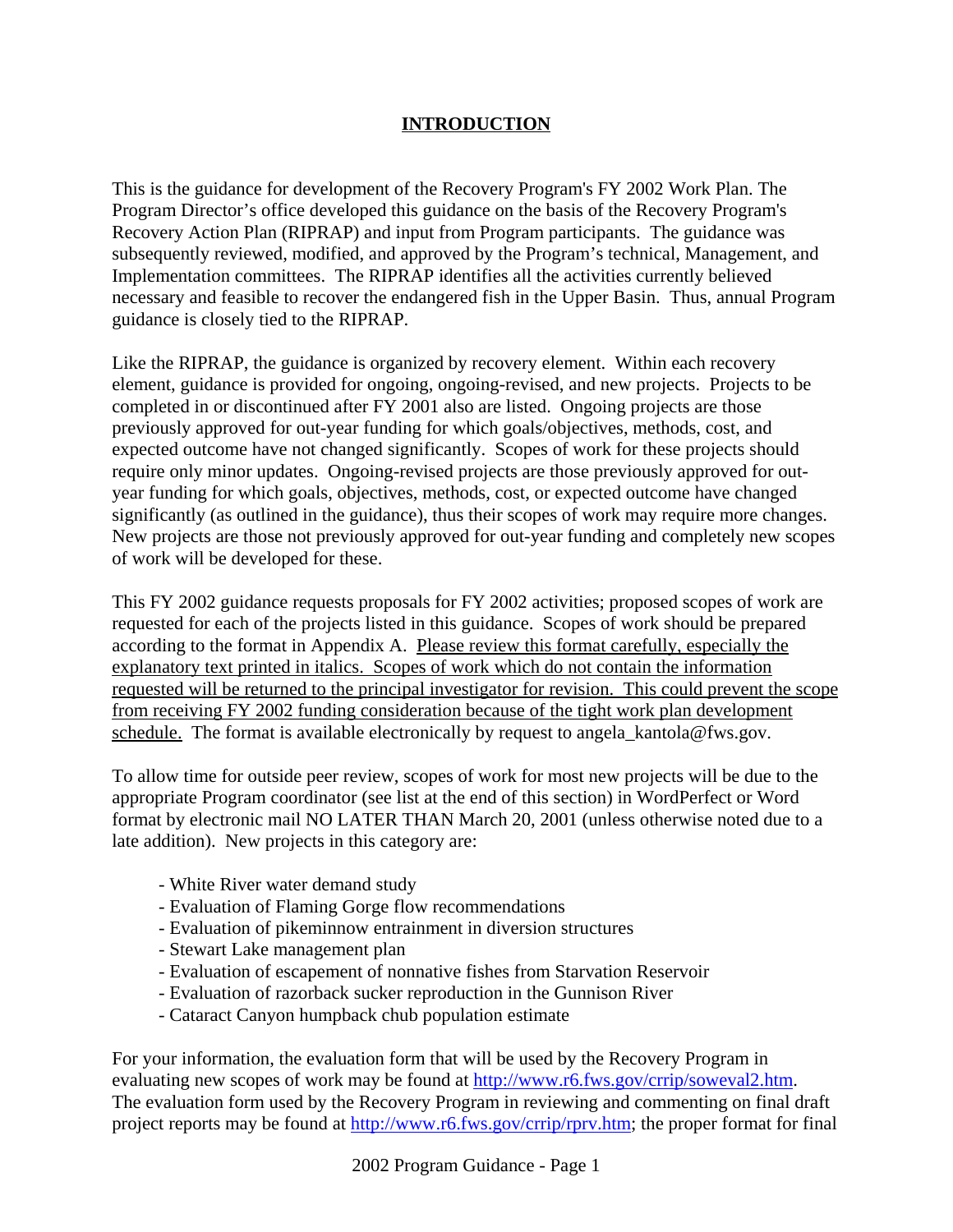## INTRODUCTION

This is the guidance for development of the Recovery Program's FY 2002 Work Plan. The Program Director's office developed this guidance on the basis of the Recovery Program's Recovery Action Plan (RIPRAP) and input from Program participants. The guidance was subsequently reviewed, modified, and approved by the Program's technical, Management, and Implementation committees. The RIPRAP identifies all the activities currently believed necessary and feasible to recover the endangered fish in the Upper Basin. Thus, annual Program guidance is closely tied to the RIPRAP.

Like the RIPRAP, the guidance is organized by recovery element. Within each recovery element, guidance is provided for ongoing, ongoing-revised, and new projects. Projects to be completed in or discontinued after FY 2001 also are listed. Ongoing projects are those previously approved for out-year funding for which goals/objectives, methods, cost, and expected outcome have not changed significantly. Scopes of work for these projects should require only minor updates. Ongoing-revised projects are those previously approved for out-year funding for which goals, objectives, methods, cost, or expected outcome have changed significantly (as outlined in the guidance), thus their scopes of work may require more changes. New projects are those not previously approved for out-year funding and completely new scopes of work will be developed for these.

This FY 2002 guidance requests proposals for FY 2002 activities; proposed scopes of work are requested for each of the projects listed in this guidance. Scopes of work should be prepared according to the format in Appendix A. Please review this format carefully, especially the explanatory text printed in italics. Scopes of work which do not contain the information requested will be returned to the principal investigator for revision. This could prevent the scope from receiving FY 2002 funding consideration because of the tight work plan development schedule. The format is available electronically by request to angela_kantola@fws.gov.

To allow time for outside peer review, scopes of work for most new projects will be due to the appropriate Program coordinator (see list at the end of this section) in WordPerfect or Word format by electronic mail NO LATER THAN March 20, 2001 (unless otherwise noted due to a late addition). New projects in this category are:

- White River water demand study
- Evaluation of Flaming Gorge flow recommendations
- Evaluation of pikeminnow entrainment in diversion structures
- Stewart Lake management plan
- Evaluation of escapement of nonnative fishes from Starvation Reservoir
- Evaluation of razorback sucker reproduction in the Gunnison River
- Cataract Canyon humpback chub population estimate

For your information, the evaluation form that will be used by the Recovery Program in evaluating new scopes of work may be found at http://www.r6.fws.gov/crrip/soweval2.htm. The evaluation form used by the Recovery Program in reviewing and commenting on final draft project reports may be found at http://www.r6.fws.gov/crrip/rprv.htm; the proper format for final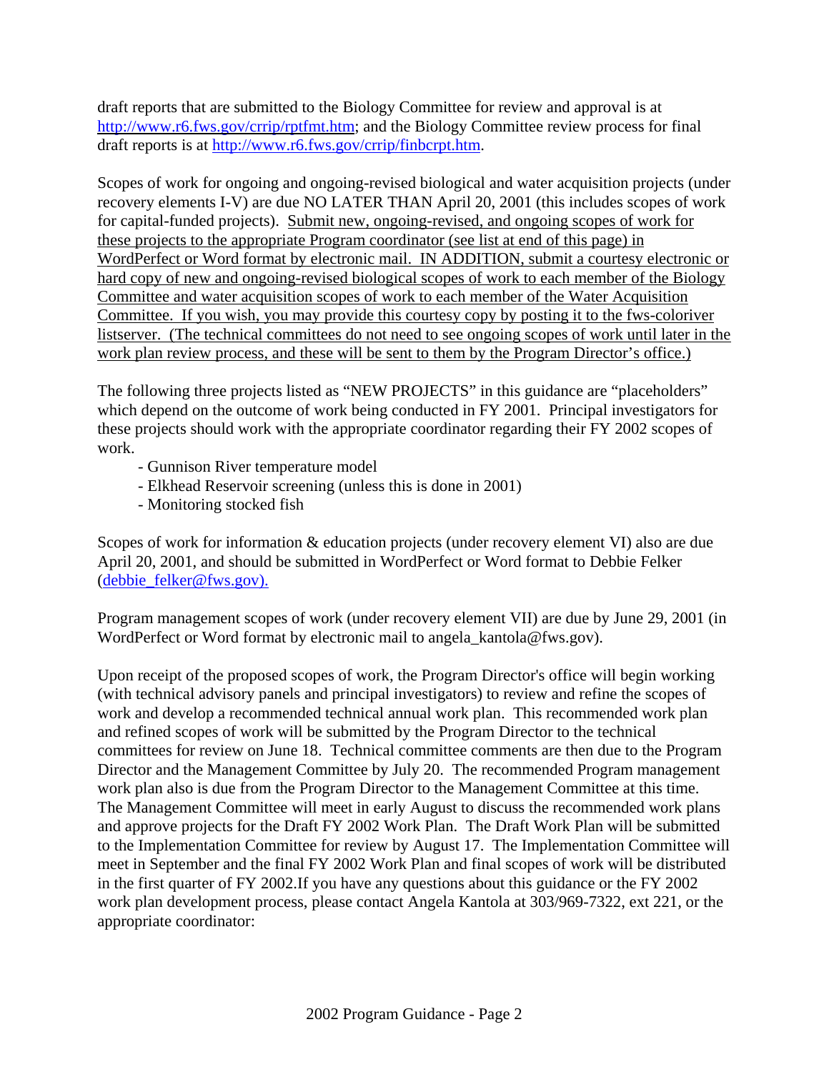draft reports that are submitted to the Biology Committee for review and approval is at http://www.r6.fws.gov/crrip/rptfmt.htm; and the Biology Committee review process for final draft reports is at http://www.r6.fws.gov/crrip/finbcrpt.htm.

Scopes of work for ongoing and ongoing-revised biological and water acquisition projects (under recovery elements I-V) are due NO LATER THAN April 20, 2001 (this includes scopes of work for capital-funded projects). Submit new, ongoing-revised, and ongoing scopes of work for these projects to the appropriate Program coordinator (see list at end of this page) in WordPerfect or Word format by electronic mail. IN ADDITION, submit a courtesy electronic or hard copy of new and ongoing-revised biological scopes of work to each member of the Biology Committee and water acquisition scopes of work to each member of the Water Acquisition Committee. If you wish, you may provide this courtesy copy by posting it to the fws-coloriver listserver. (The technical committees do not need to see ongoing scopes of work until later in the work plan review process, and these will be sent to them by the Program Director's office.)

The following three projects listed as "NEW PROJECTS" in this guidance are "placeholders" which depend on the outcome of work being conducted in FY 2001. Principal investigators for these projects should work with the appropriate coordinator regarding their FY 2002 scopes of work.

- Gunnison River temperature model
- Elkhead Reservoir screening (unless this is done in 2001)
- Monitoring stocked fish

Scopes of work for information & education projects (under recovery element VI) also are due April 20, 2001, and should be submitted in WordPerfect or Word format to Debbie Felker (debbie_felker@fws.gov).

Program management scopes of work (under recovery element VII) are due by June 29, 2001 (in WordPerfect or Word format by electronic mail to angela_kantola@fws.gov).

Upon receipt of the proposed scopes of work, the Program Director's office will begin working (with technical advisory panels and principal investigators) to review and refine the scopes of work and develop a recommended technical annual work plan. This recommended work plan and refined scopes of work will be submitted by the Program Director to the technical committees for review on June 18. Technical committee comments are then due to the Program Director and the Management Committee by July 20. The recommended Program management work plan also is due from the Program Director to the Management Committee at this time. The Management Committee will meet in early August to discuss the recommended work plans and approve projects for the Draft FY 2002 Work Plan. The Draft Work Plan will be submitted to the Implementation Committee for review by August 17. The Implementation Committee will meet in September and the final FY 2002 Work Plan and final scopes of work will be distributed in the first quarter of FY 2002.If you have any questions about this guidance or the FY 2002 work plan development process, please contact Angela Kantola at 303/969-7322, ext 221, or the appropriate coordinator: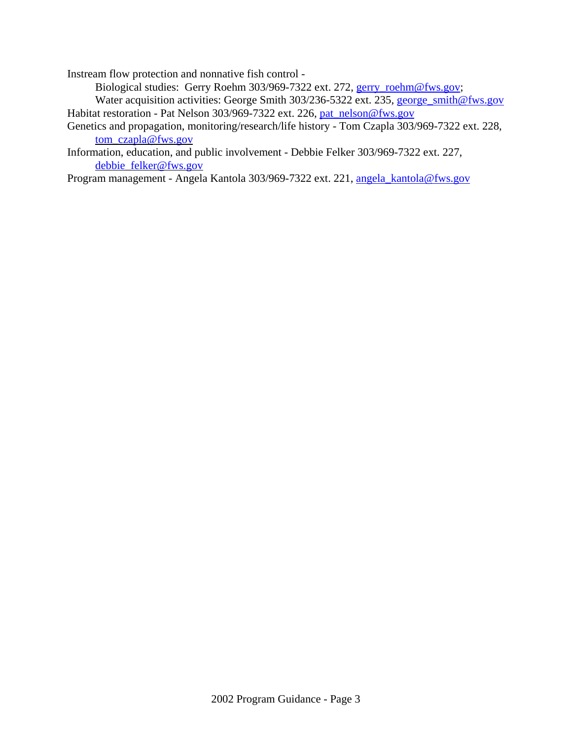Instream flow protection and nonnative fish control -

Biological studies: Gerry Roehm 303/969-7322 ext. 272, gerry_roehm@fws.gov;

Water acquisition activities: George Smith 303/236-5322 ext. 235, george_smith@fws.gov

Habitat restoration - Pat Nelson 303/969-7322 ext. 226, pat_nelson@fws.gov

Genetics and propagation, monitoring/research/life history - Tom Czapla 303/969-7322 ext. 228, tom_czapla@fws.gov

Information, education, and public involvement - Debbie Felker 303/969-7322 ext. 227, debbie_felker@fws.gov

Program management - Angela Kantola 303/969-7322 ext. 221, angela_kantola@fws.gov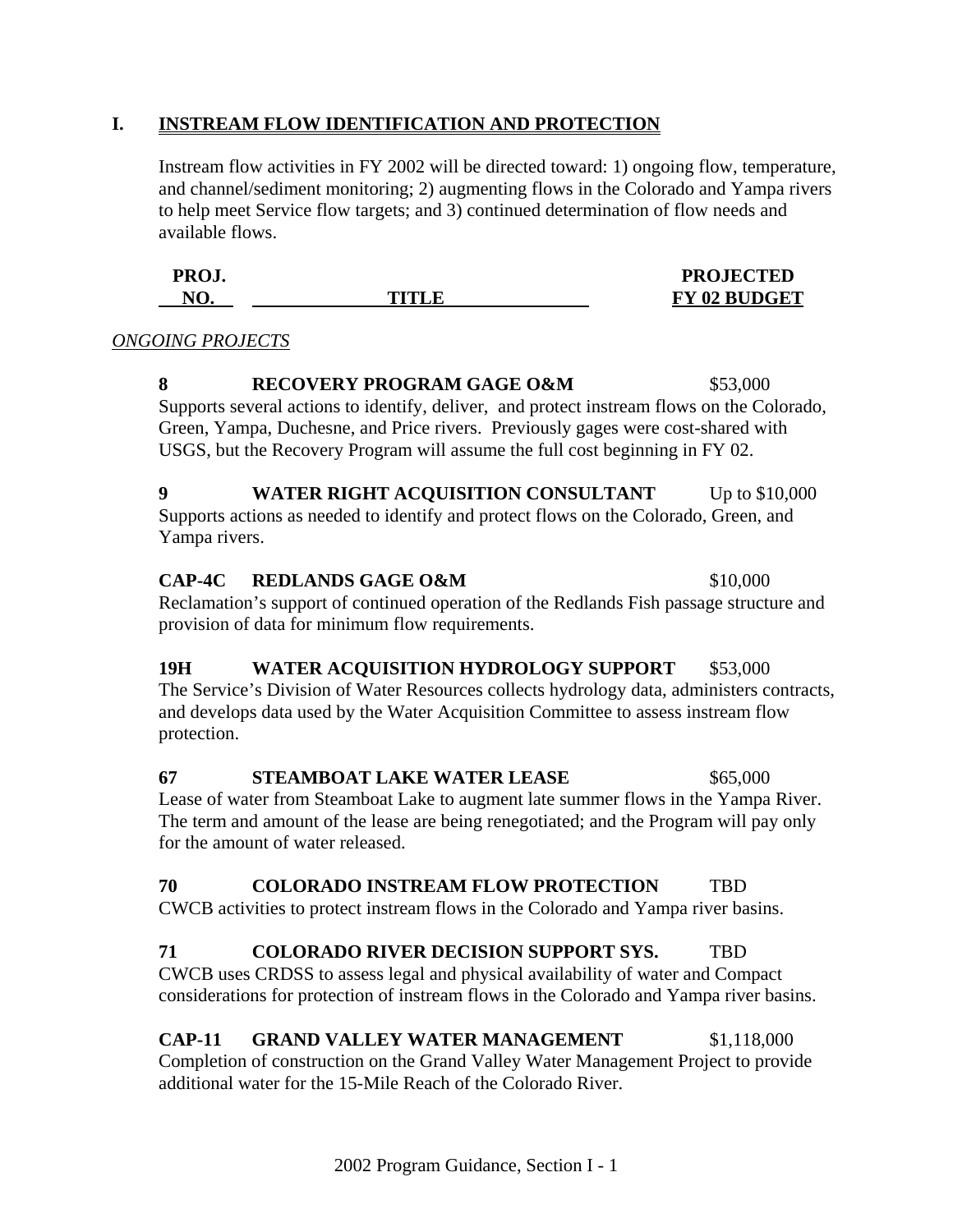## I. INSTREAM FLOW IDENTIFICATION AND PROTECTION

Instream flow activities in FY 2002 will be directed toward: 1) ongoing flow, temperature, and channel/sediment monitoring; 2) augmenting flows in the Colorado and Yampa rivers to help meet Service flow targets; and 3) continued determination of flow needs and available flows.

| PROJ. NO. | TITLE | PROJECTED FY 02 BUDGET |
|---|---|---|

*ONGOING PROJECTS*

**8 RECOVERY PROGRAM GAGE O&M** $53,000
Supports several actions to identify, deliver, and protect instream flows on the Colorado, Green, Yampa, Duchesne, and Price rivers. Previously gages were cost-shared with USGS, but the Recovery Program will assume the full cost beginning in FY 02.

**9 WATER RIGHT ACQUISITION CONSULTANT** Up to $10,000
Supports actions as needed to identify and protect flows on the Colorado, Green, and Yampa rivers.

**CAP-4C REDLANDS GAGE O&M** $10,000
Reclamation's support of continued operation of the Redlands Fish passage structure and provision of data for minimum flow requirements.

**19H WATER ACQUISITION HYDROLOGY SUPPORT** $53,000
The Service's Division of Water Resources collects hydrology data, administers contracts, and develops data used by the Water Acquisition Committee to assess instream flow protection.

**67 STEAMBOAT LAKE WATER LEASE** $65,000
Lease of water from Steamboat Lake to augment late summer flows in the Yampa River. The term and amount of the lease are being renegotiated; and the Program will pay only for the amount of water released.

**70 COLORADO INSTREAM FLOW PROTECTION** TBD
CWCB activities to protect instream flows in the Colorado and Yampa river basins.

**71 COLORADO RIVER DECISION SUPPORT SYS.** TBD
CWCB uses CRDSS to assess legal and physical availability of water and Compact considerations for protection of instream flows in the Colorado and Yampa river basins.

**CAP-11 GRAND VALLEY WATER MANAGEMENT** $1,118,000
Completion of construction on the Grand Valley Water Management Project to provide additional water for the 15-Mile Reach of the Colorado River.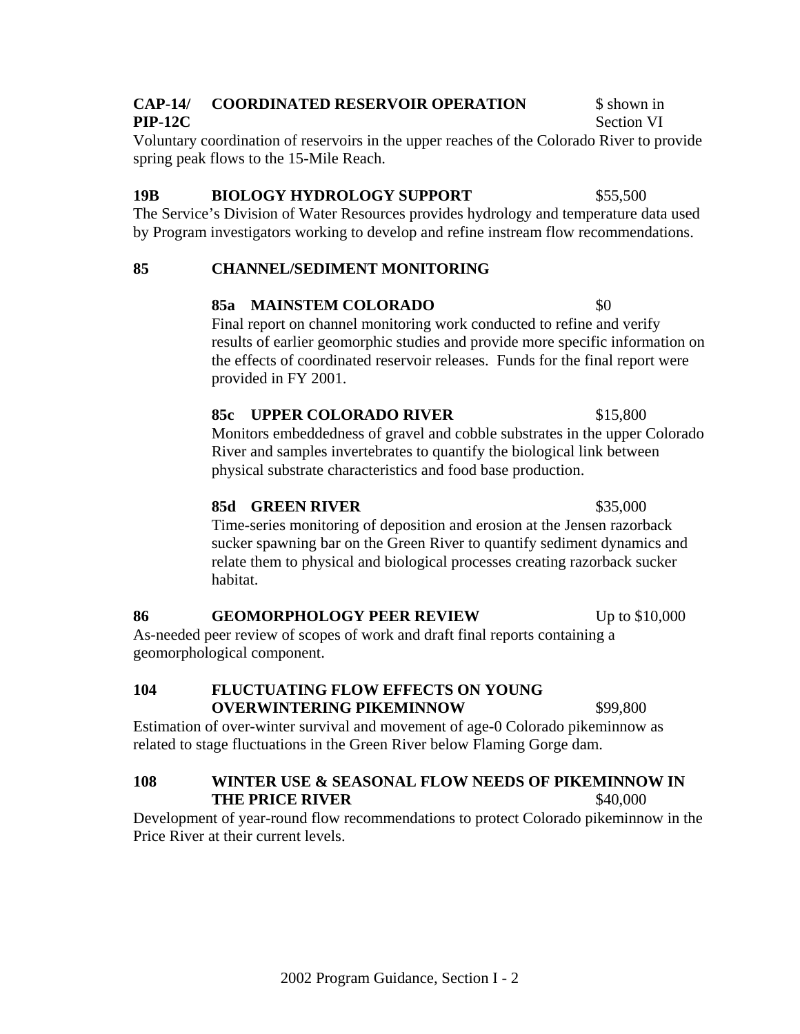**CAP-14/ PIP-12C COORDINATED RESERVOIR OPERATION** $ shown in Section VI

Voluntary coordination of reservoirs in the upper reaches of the Colorado River to provide spring peak flows to the 15-Mile Reach.

**19B BIOLOGY HYDROLOGY SUPPORT** $55,500

The Service's Division of Water Resources provides hydrology and temperature data used by Program investigators working to develop and refine instream flow recommendations.

**85 CHANNEL/SEDIMENT MONITORING**

**85a MAINSTEM COLORADO** $0

Final report on channel monitoring work conducted to refine and verify results of earlier geomorphic studies and provide more specific information on the effects of coordinated reservoir releases. Funds for the final report were provided in FY 2001.

**85c UPPER COLORADO RIVER** $15,800

Monitors embeddedness of gravel and cobble substrates in the upper Colorado River and samples invertebrates to quantify the biological link between physical substrate characteristics and food base production.

**85d GREEN RIVER** $35,000

Time-series monitoring of deposition and erosion at the Jensen razorback sucker spawning bar on the Green River to quantify sediment dynamics and relate them to physical and biological processes creating razorback sucker habitat.

**86 GEOMORPHOLOGY PEER REVIEW** Up to $10,000

As-needed peer review of scopes of work and draft final reports containing a geomorphological component.

**104 FLUCTUATING FLOW EFFECTS ON YOUNG OVERWINTERING PIKEMINNOW** $99,800

Estimation of over-winter survival and movement of age-0 Colorado pikeminnow as related to stage fluctuations in the Green River below Flaming Gorge dam.

**108 WINTER USE & SEASONAL FLOW NEEDS OF PIKEMINNOW IN THE PRICE RIVER** $40,000

Development of year-round flow recommendations to protect Colorado pikeminnow in the Price River at their current levels.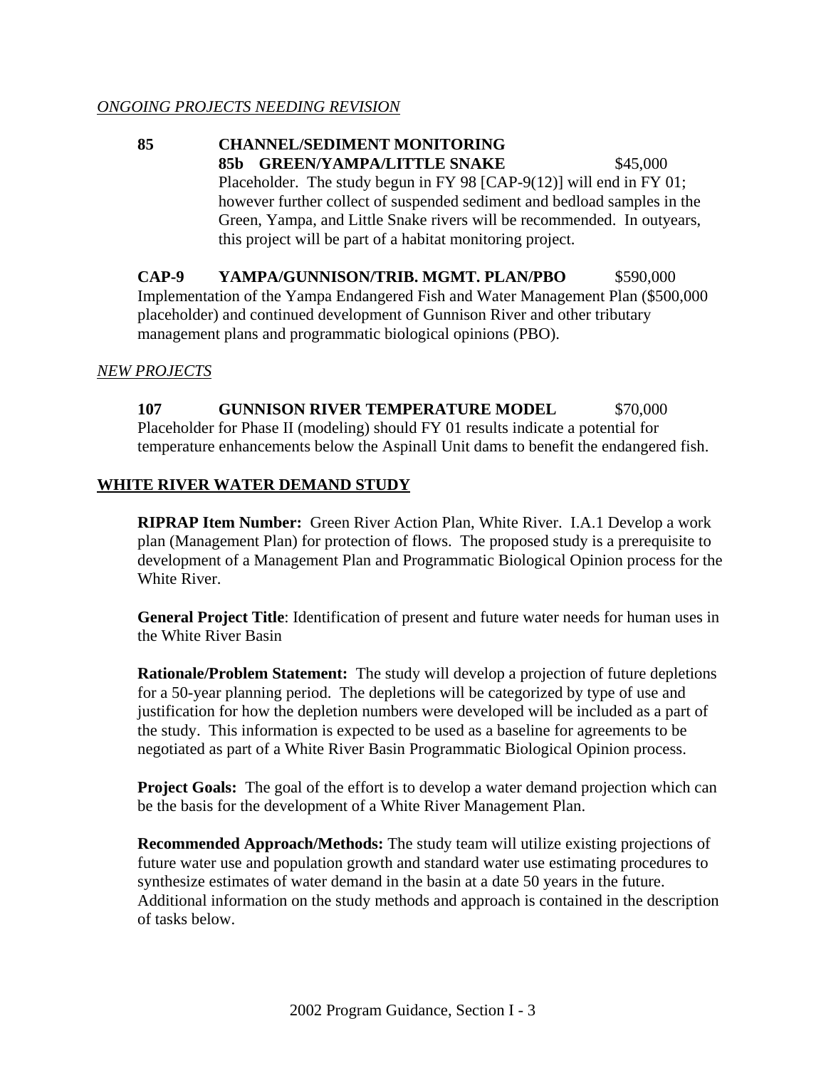*ONGOING PROJECTS NEEDING REVISION*

**85 CHANNEL/SEDIMENT MONITORING**

**85b GREEN/YAMPA/LITTLE SNAKE** $45,000

Placeholder. The study begun in FY 98 [CAP-9(12)] will end in FY 01; however further collect of suspended sediment and bedload samples in the Green, Yampa, and Little Snake rivers will be recommended. In outyears, this project will be part of a habitat monitoring project.

**CAP-9 YAMPA/GUNNISON/TRIB. MGMT. PLAN/PBO** $590,000

Implementation of the Yampa Endangered Fish and Water Management Plan ($500,000 placeholder) and continued development of Gunnison River and other tributary management plans and programmatic biological opinions (PBO).

*NEW PROJECTS*

**107 GUNNISON RIVER TEMPERATURE MODEL** $70,000

Placeholder for Phase II (modeling) should FY 01 results indicate a potential for temperature enhancements below the Aspinall Unit dams to benefit the endangered fish.

## WHITE RIVER WATER DEMAND STUDY

**RIPRAP Item Number:** Green River Action Plan, White River. I.A.1 Develop a work plan (Management Plan) for protection of flows. The proposed study is a prerequisite to development of a Management Plan and Programmatic Biological Opinion process for the White River.

**General Project Title**: Identification of present and future water needs for human uses in the White River Basin

**Rationale/Problem Statement:** The study will develop a projection of future depletions for a 50-year planning period. The depletions will be categorized by type of use and justification for how the depletion numbers were developed will be included as a part of the study. This information is expected to be used as a baseline for agreements to be negotiated as part of a White River Basin Programmatic Biological Opinion process.

**Project Goals:** The goal of the effort is to develop a water demand projection which can be the basis for the development of a White River Management Plan.

**Recommended Approach/Methods:** The study team will utilize existing projections of future water use and population growth and standard water use estimating procedures to synthesize estimates of water demand in the basin at a date 50 years in the future. Additional information on the study methods and approach is contained in the description of tasks below.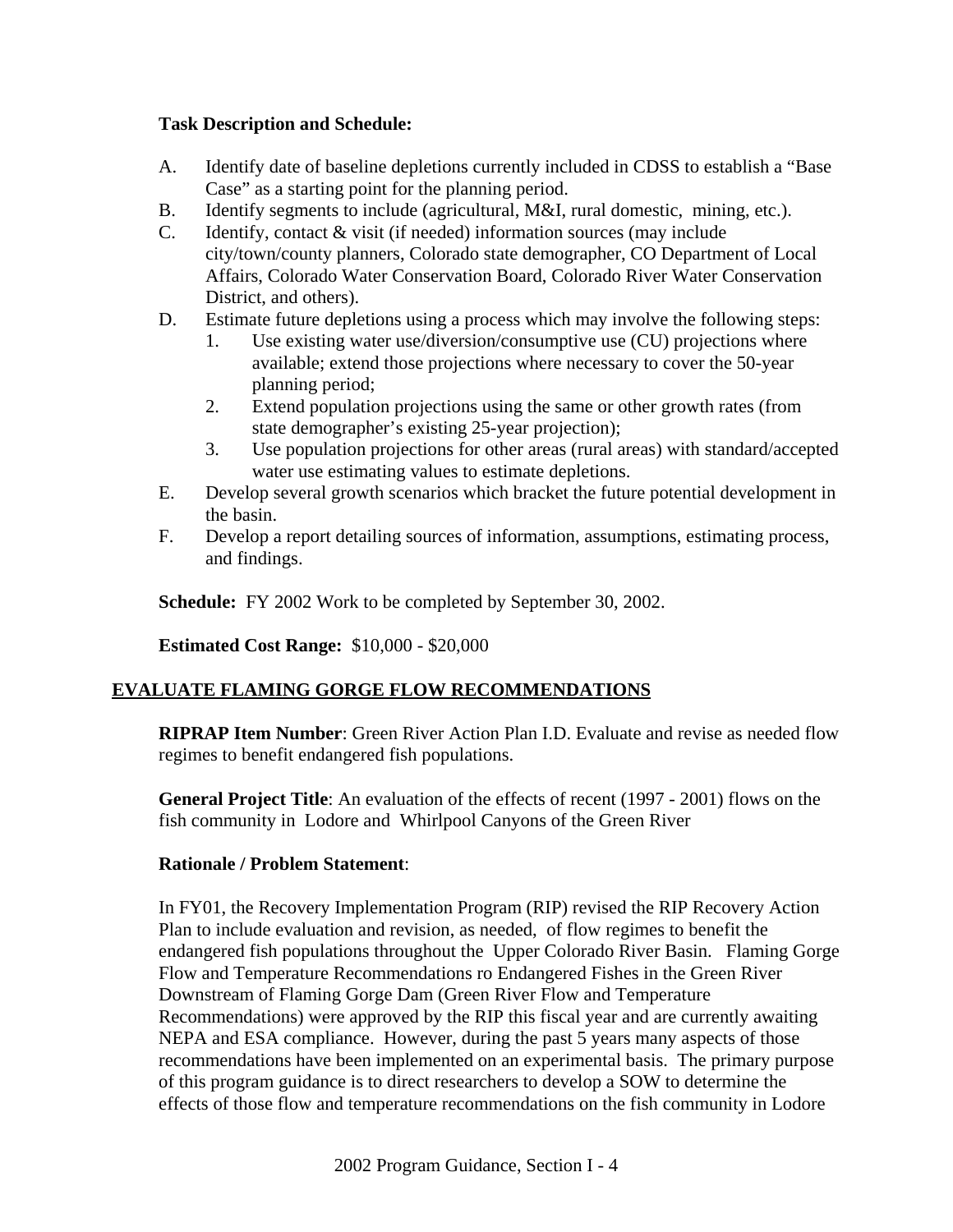**Task Description and Schedule:**

A. Identify date of baseline depletions currently included in CDSS to establish a "Base Case" as a starting point for the planning period.
B. Identify segments to include (agricultural, M&I, rural domestic, mining, etc.).
C. Identify, contact & visit (if needed) information sources (may include city/town/county planners, Colorado state demographer, CO Department of Local Affairs, Colorado Water Conservation Board, Colorado River Water Conservation District, and others).
D. Estimate future depletions using a process which may involve the following steps:
   1. Use existing water use/diversion/consumptive use (CU) projections where available; extend those projections where necessary to cover the 50-year planning period;
   2. Extend population projections using the same or other growth rates (from state demographer's existing 25-year projection);
   3. Use population projections for other areas (rural areas) with standard/accepted water use estimating values to estimate depletions.
E. Develop several growth scenarios which bracket the future potential development in the basin.
F. Develop a report detailing sources of information, assumptions, estimating process, and findings.

**Schedule:** FY 2002 Work to be completed by September 30, 2002.

**Estimated Cost Range:** $10,000 - $20,000

## EVALUATE FLAMING GORGE FLOW RECOMMENDATIONS

**RIPRAP Item Number**: Green River Action Plan I.D. Evaluate and revise as needed flow regimes to benefit endangered fish populations.

**General Project Title**: An evaluation of the effects of recent (1997 - 2001) flows on the fish community in Lodore and Whirlpool Canyons of the Green River

**Rationale / Problem Statement**:

In FY01, the Recovery Implementation Program (RIP) revised the RIP Recovery Action Plan to include evaluation and revision, as needed, of flow regimes to benefit the endangered fish populations throughout the Upper Colorado River Basin. Flaming Gorge Flow and Temperature Recommendations ro Endangered Fishes in the Green River Downstream of Flaming Gorge Dam (Green River Flow and Temperature Recommendations) were approved by the RIP this fiscal year and are currently awaiting NEPA and ESA compliance. However, during the past 5 years many aspects of those recommendations have been implemented on an experimental basis. The primary purpose of this program guidance is to direct researchers to develop a SOW to determine the effects of those flow and temperature recommendations on the fish community in Lodore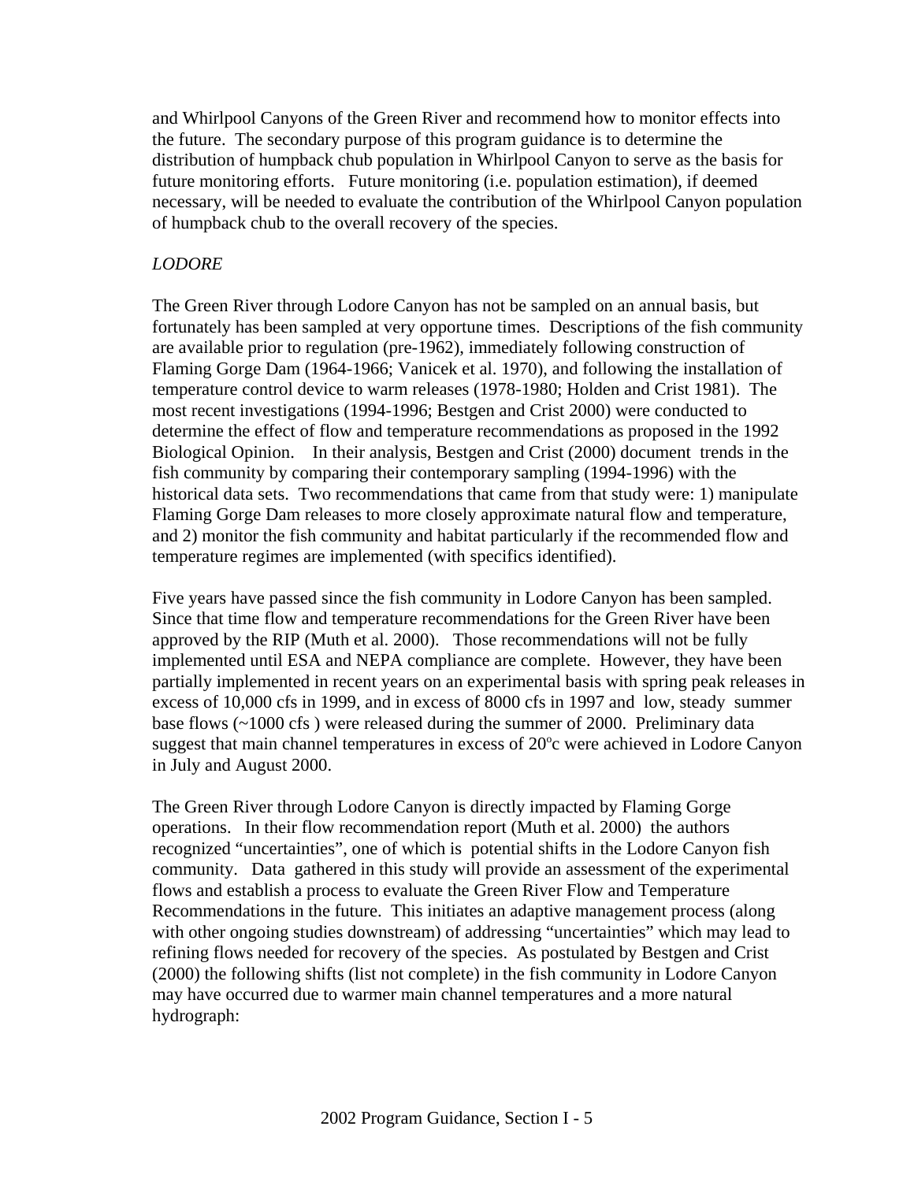and Whirlpool Canyons of the Green River and recommend how to monitor effects into the future. The secondary purpose of this program guidance is to determine the distribution of humpback chub population in Whirlpool Canyon to serve as the basis for future monitoring efforts. Future monitoring (i.e. population estimation), if deemed necessary, will be needed to evaluate the contribution of the Whirlpool Canyon population of humpback chub to the overall recovery of the species.

*LODORE*

The Green River through Lodore Canyon has not be sampled on an annual basis, but fortunately has been sampled at very opportune times. Descriptions of the fish community are available prior to regulation (pre-1962), immediately following construction of Flaming Gorge Dam (1964-1966; Vanicek et al. 1970), and following the installation of temperature control device to warm releases (1978-1980; Holden and Crist 1981). The most recent investigations (1994-1996; Bestgen and Crist 2000) were conducted to determine the effect of flow and temperature recommendations as proposed in the 1992 Biological Opinion. In their analysis, Bestgen and Crist (2000) document trends in the fish community by comparing their contemporary sampling (1994-1996) with the historical data sets. Two recommendations that came from that study were: 1) manipulate Flaming Gorge Dam releases to more closely approximate natural flow and temperature, and 2) monitor the fish community and habitat particularly if the recommended flow and temperature regimes are implemented (with specifics identified).

Five years have passed since the fish community in Lodore Canyon has been sampled. Since that time flow and temperature recommendations for the Green River have been approved by the RIP (Muth et al. 2000). Those recommendations will not be fully implemented until ESA and NEPA compliance are complete. However, they have been partially implemented in recent years on an experimental basis with spring peak releases in excess of 10,000 cfs in 1999, and in excess of 8000 cfs in 1997 and low, steady summer base flows (~1000 cfs ) were released during the summer of 2000. Preliminary data suggest that main channel temperatures in excess of 20$^{o}$c were achieved in Lodore Canyon in July and August 2000.

The Green River through Lodore Canyon is directly impacted by Flaming Gorge operations. In their flow recommendation report (Muth et al. 2000) the authors recognized "uncertainties", one of which is potential shifts in the Lodore Canyon fish community. Data gathered in this study will provide an assessment of the experimental flows and establish a process to evaluate the Green River Flow and Temperature Recommendations in the future. This initiates an adaptive management process (along with other ongoing studies downstream) of addressing "uncertainties" which may lead to refining flows needed for recovery of the species. As postulated by Bestgen and Crist (2000) the following shifts (list not complete) in the fish community in Lodore Canyon may have occurred due to warmer main channel temperatures and a more natural hydrograph: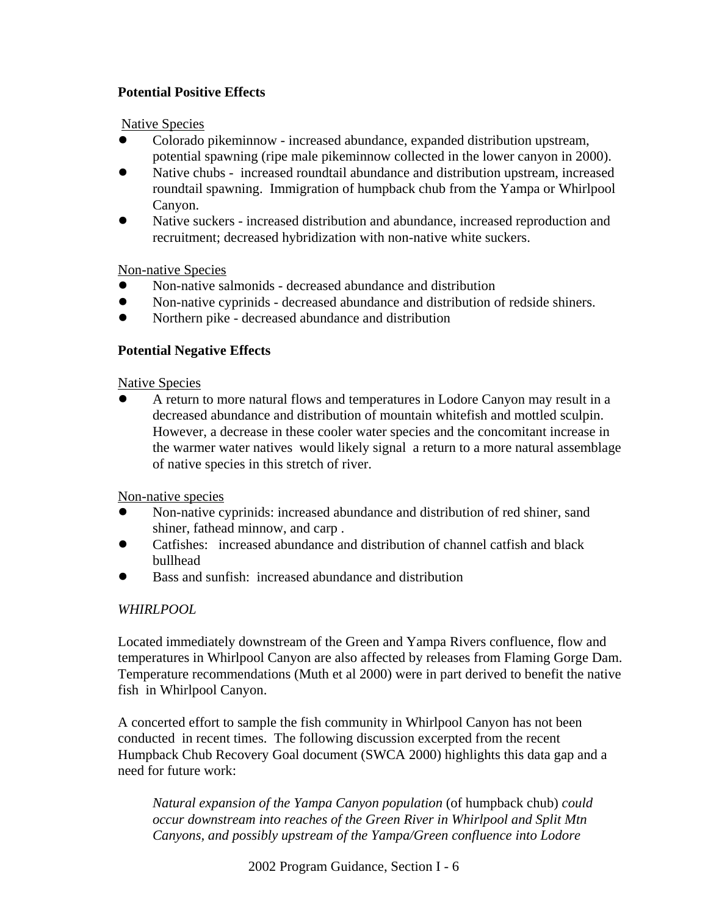**Potential Positive Effects**

Native Species

- Colorado pikeminnow - increased abundance, expanded distribution upstream, potential spawning (ripe male pikeminnow collected in the lower canyon in 2000).
- Native chubs - increased roundtail abundance and distribution upstream, increased roundtail spawning. Immigration of humpback chub from the Yampa or Whirlpool Canyon.
- Native suckers - increased distribution and abundance, increased reproduction and recruitment; decreased hybridization with non-native white suckers.

Non-native Species

- Non-native salmonids - decreased abundance and distribution
- Non-native cyprinids - decreased abundance and distribution of redside shiners.
- Northern pike - decreased abundance and distribution

**Potential Negative Effects**

Native Species

- A return to more natural flows and temperatures in Lodore Canyon may result in a decreased abundance and distribution of mountain whitefish and mottled sculpin. However, a decrease in these cooler water species and the concomitant increase in the warmer water natives would likely signal a return to a more natural assemblage of native species in this stretch of river.

Non-native species

- Non-native cyprinids: increased abundance and distribution of red shiner, sand shiner, fathead minnow, and carp .
- Catfishes: increased abundance and distribution of channel catfish and black bullhead
- Bass and sunfish: increased abundance and distribution

*WHIRLPOOL*

Located immediately downstream of the Green and Yampa Rivers confluence, flow and temperatures in Whirlpool Canyon are also affected by releases from Flaming Gorge Dam. Temperature recommendations (Muth et al 2000) were in part derived to benefit the native fish in Whirlpool Canyon.

A concerted effort to sample the fish community in Whirlpool Canyon has not been conducted in recent times. The following discussion excerpted from the recent Humpback Chub Recovery Goal document (SWCA 2000) highlights this data gap and a need for future work:

> *Natural expansion of the Yampa Canyon population* (of humpback chub) *could occur downstream into reaches of the Green River in Whirlpool and Split Mtn Canyons, and possibly upstream of the Yampa/Green confluence into Lodore*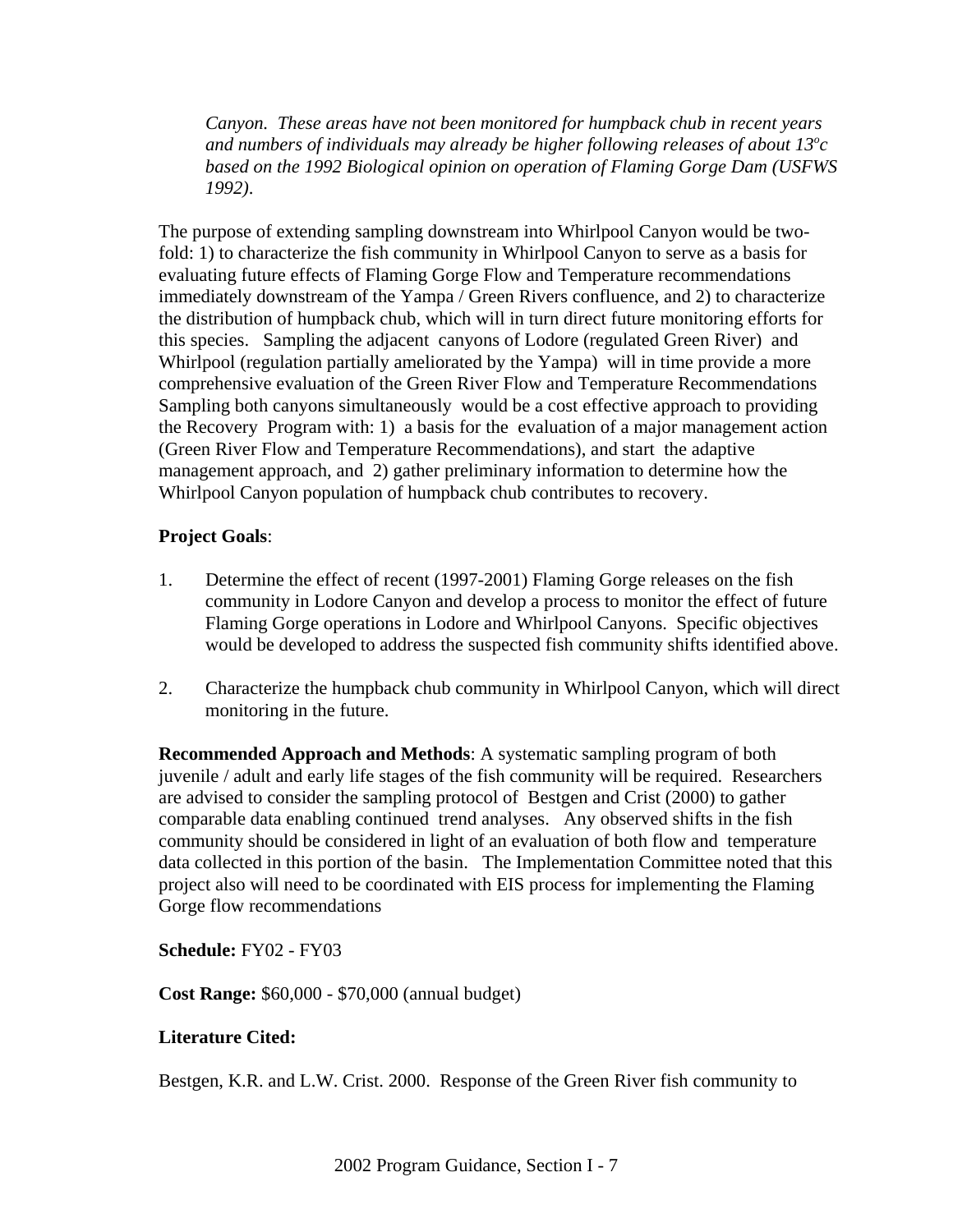*Canyon. These areas have not been monitored for humpback chub in recent years and numbers of individuals may already be higher following releases of about 13$^{o}$c based on the 1992 Biological opinion on operation of Flaming Gorge Dam (USFWS 1992).*

The purpose of extending sampling downstream into Whirlpool Canyon would be two-fold: 1) to characterize the fish community in Whirlpool Canyon to serve as a basis for evaluating future effects of Flaming Gorge Flow and Temperature recommendations immediately downstream of the Yampa / Green Rivers confluence, and 2) to characterize the distribution of humpback chub, which will in turn direct future monitoring efforts for this species. Sampling the adjacent canyons of Lodore (regulated Green River) and Whirlpool (regulation partially ameliorated by the Yampa) will in time provide a more comprehensive evaluation of the Green River Flow and Temperature Recommendations Sampling both canyons simultaneously would be a cost effective approach to providing the Recovery Program with: 1) a basis for the evaluation of a major management action (Green River Flow and Temperature Recommendations), and start the adaptive management approach, and 2) gather preliminary information to determine how the Whirlpool Canyon population of humpback chub contributes to recovery.

**Project Goals**:

1. Determine the effect of recent (1997-2001) Flaming Gorge releases on the fish community in Lodore Canyon and develop a process to monitor the effect of future Flaming Gorge operations in Lodore and Whirlpool Canyons. Specific objectives would be developed to address the suspected fish community shifts identified above.

2. Characterize the humpback chub community in Whirlpool Canyon, which will direct monitoring in the future.

**Recommended Approach and Methods**: A systematic sampling program of both juvenile / adult and early life stages of the fish community will be required. Researchers are advised to consider the sampling protocol of Bestgen and Crist (2000) to gather comparable data enabling continued trend analyses. Any observed shifts in the fish community should be considered in light of an evaluation of both flow and temperature data collected in this portion of the basin. The Implementation Committee noted that this project also will need to be coordinated with EIS process for implementing the Flaming Gorge flow recommendations

**Schedule:** FY02 - FY03

**Cost Range:** $60,000 - $70,000 (annual budget)

**Literature Cited:**

Bestgen, K.R. and L.W. Crist. 2000. Response of the Green River fish community to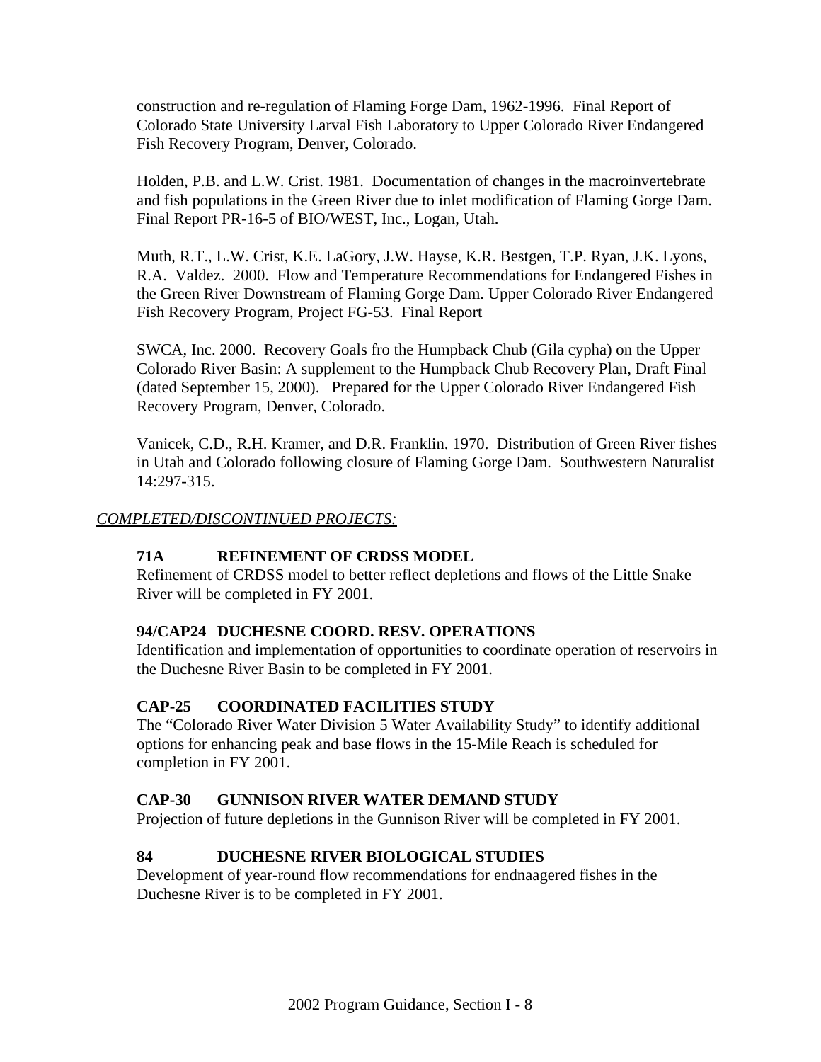construction and re-regulation of Flaming Forge Dam, 1962-1996. Final Report of Colorado State University Larval Fish Laboratory to Upper Colorado River Endangered Fish Recovery Program, Denver, Colorado.

Holden, P.B. and L.W. Crist. 1981. Documentation of changes in the macroinvertebrate and fish populations in the Green River due to inlet modification of Flaming Gorge Dam. Final Report PR-16-5 of BIO/WEST, Inc., Logan, Utah.

Muth, R.T., L.W. Crist, K.E. LaGory, J.W. Hayse, K.R. Bestgen, T.P. Ryan, J.K. Lyons, R.A. Valdez. 2000. Flow and Temperature Recommendations for Endangered Fishes in the Green River Downstream of Flaming Gorge Dam. Upper Colorado River Endangered Fish Recovery Program, Project FG-53. Final Report

SWCA, Inc. 2000. Recovery Goals fro the Humpback Chub (Gila cypha) on the Upper Colorado River Basin: A supplement to the Humpback Chub Recovery Plan, Draft Final (dated September 15, 2000). Prepared for the Upper Colorado River Endangered Fish Recovery Program, Denver, Colorado.

Vanicek, C.D., R.H. Kramer, and D.R. Franklin. 1970. Distribution of Green River fishes in Utah and Colorado following closure of Flaming Gorge Dam. Southwestern Naturalist 14:297-315.

*COMPLETED/DISCONTINUED PROJECTS:*

**71A REFINEMENT OF CRDSS MODEL**
Refinement of CRDSS model to better reflect depletions and flows of the Little Snake River will be completed in FY 2001.

**94/CAP24 DUCHESNE COORD. RESV. OPERATIONS**
Identification and implementation of opportunities to coordinate operation of reservoirs in the Duchesne River Basin to be completed in FY 2001.

**CAP-25 COORDINATED FACILITIES STUDY**
The "Colorado River Water Division 5 Water Availability Study" to identify additional options for enhancing peak and base flows in the 15-Mile Reach is scheduled for completion in FY 2001.

**CAP-30 GUNNISON RIVER WATER DEMAND STUDY**
Projection of future depletions in the Gunnison River will be completed in FY 2001.

**84 DUCHESNE RIVER BIOLOGICAL STUDIES**
Development of year-round flow recommendations for endnaagered fishes in the Duchesne River is to be completed in FY 2001.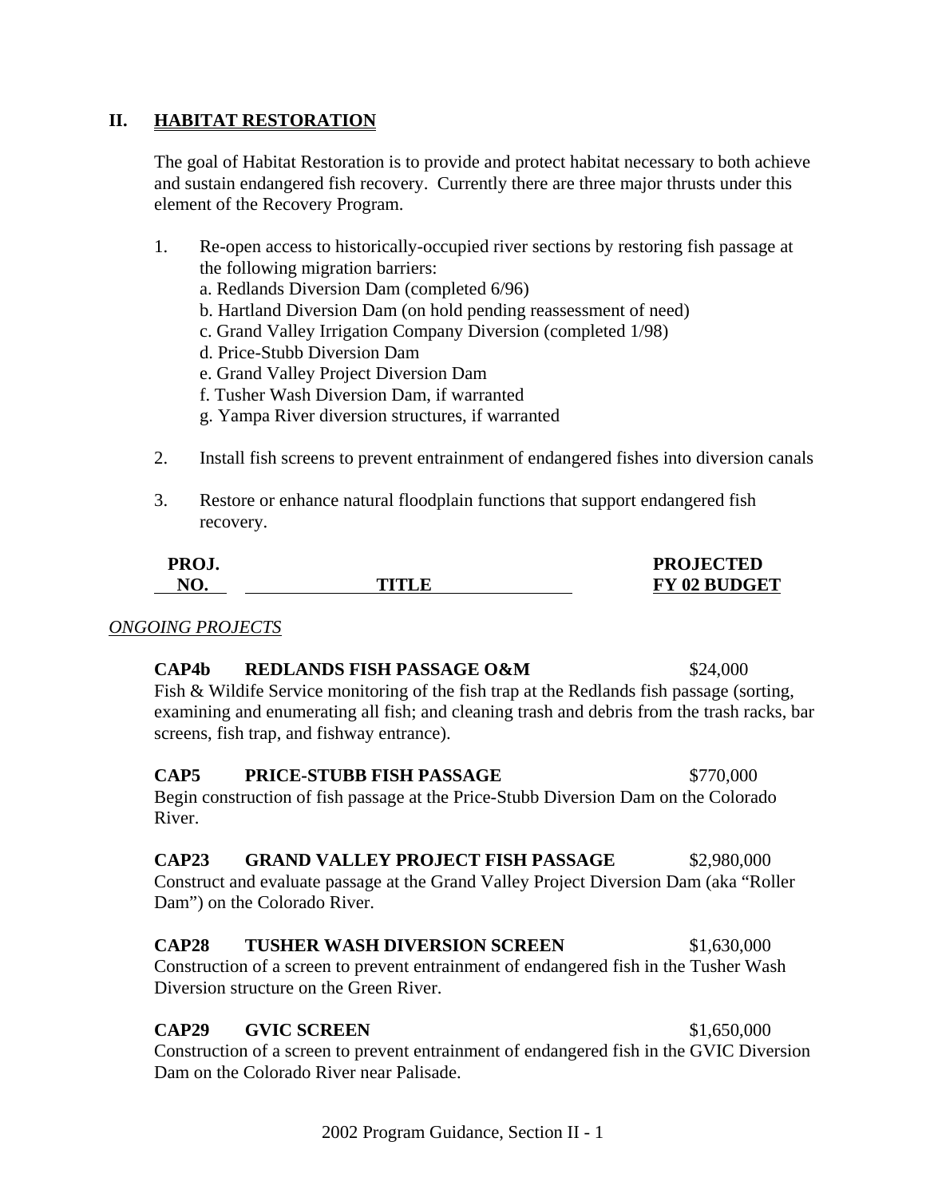## II. HABITAT RESTORATION

The goal of Habitat Restoration is to provide and protect habitat necessary to both achieve and sustain endangered fish recovery. Currently there are three major thrusts under this element of the Recovery Program.

1. Re-open access to historically-occupied river sections by restoring fish passage at the following migration barriers:
   a. Redlands Diversion Dam (completed 6/96)
   b. Hartland Diversion Dam (on hold pending reassessment of need)
   c. Grand Valley Irrigation Company Diversion (completed 1/98)
   d. Price-Stubb Diversion Dam
   e. Grand Valley Project Diversion Dam
   f. Tusher Wash Diversion Dam, if warranted
   g. Yampa River diversion structures, if warranted

2. Install fish screens to prevent entrainment of endangered fishes into diversion canals

3. Restore or enhance natural floodplain functions that support endangered fish recovery.

| PROJ. NO. | TITLE | PROJECTED FY 02 BUDGET |
|---|---|---|

*ONGOING PROJECTS*

**CAP4b REDLANDS FISH PASSAGE O&M** $24,000
Fish & Wildife Service monitoring of the fish trap at the Redlands fish passage (sorting, examining and enumerating all fish; and cleaning trash and debris from the trash racks, bar screens, fish trap, and fishway entrance).

**CAP5 PRICE-STUBB FISH PASSAGE** $770,000
Begin construction of fish passage at the Price-Stubb Diversion Dam on the Colorado River.

**CAP23 GRAND VALLEY PROJECT FISH PASSAGE** $2,980,000
Construct and evaluate passage at the Grand Valley Project Diversion Dam (aka "Roller Dam") on the Colorado River.

**CAP28 TUSHER WASH DIVERSION SCREEN** $1,630,000
Construction of a screen to prevent entrainment of endangered fish in the Tusher Wash Diversion structure on the Green River.

**CAP29 GVIC SCREEN** $1,650,000
Construction of a screen to prevent entrainment of endangered fish in the GVIC Diversion Dam on the Colorado River near Palisade.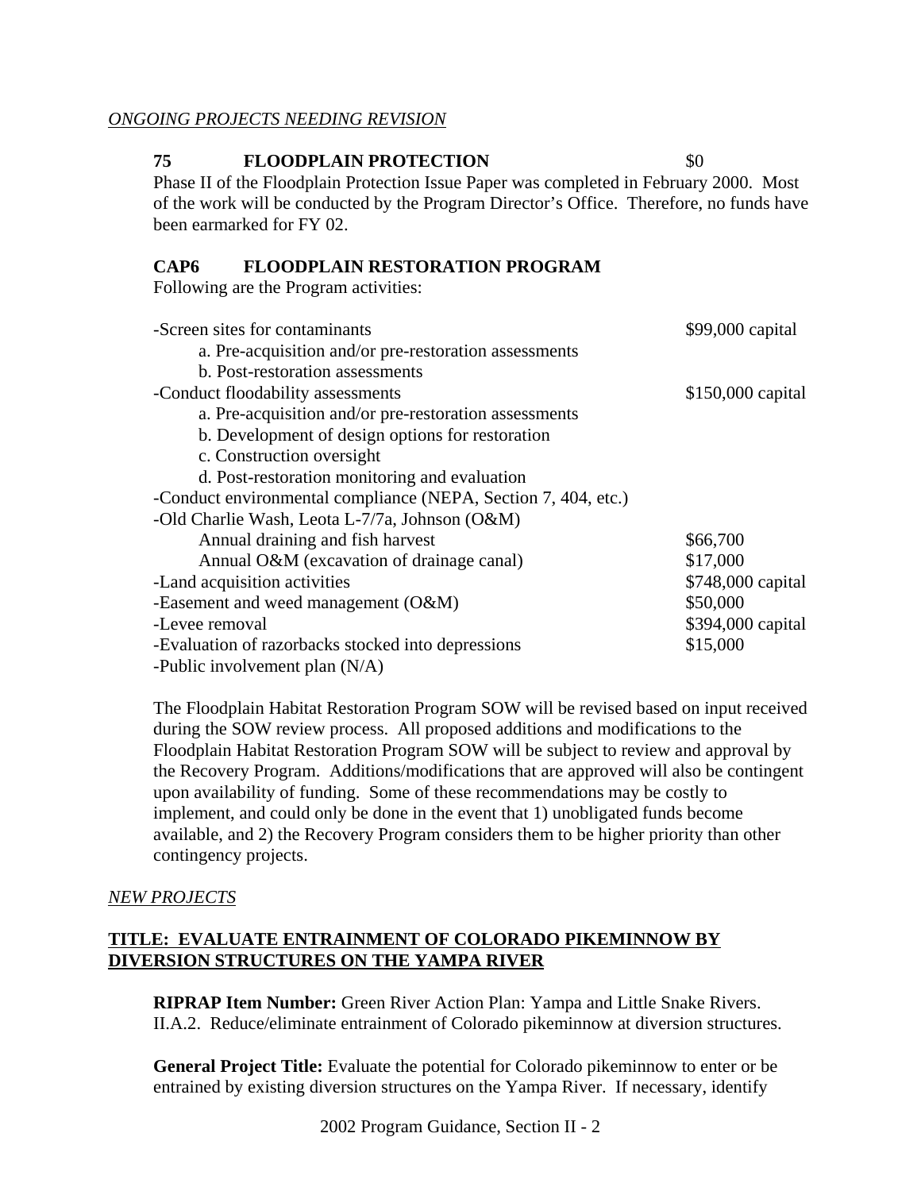*ONGOING PROJECTS NEEDING REVISION*

**75 FLOODPLAIN PROTECTION** $0

Phase II of the Floodplain Protection Issue Paper was completed in February 2000. Most of the work will be conducted by the Program Director's Office. Therefore, no funds have been earmarked for FY 02.

**CAP6 FLOODPLAIN RESTORATION PROGRAM**

Following are the Program activities:

| Activity | Cost |
|---|---|
| -Screen sites for contaminants | $99,000 capital |
| a. Pre-acquisition and/or pre-restoration assessments | |
| b. Post-restoration assessments | |
| -Conduct floodability assessments | $150,000 capital |
| a. Pre-acquisition and/or pre-restoration assessments | |
| b. Development of design options for restoration | |
| c. Construction oversight | |
| d. Post-restoration monitoring and evaluation | |
| -Conduct environmental compliance (NEPA, Section 7, 404, etc.) | |
| -Old Charlie Wash, Leota L-7/7a, Johnson (O&M) | |
| Annual draining and fish harvest | $66,700 |
| Annual O&M (excavation of drainage canal) | $17,000 |
| -Land acquisition activities | $748,000 capital |
| -Easement and weed management (O&M) | $50,000 |
| -Levee removal | $394,000 capital |
| -Evaluation of razorbacks stocked into depressions | $15,000 |
| -Public involvement plan (N/A) | |

The Floodplain Habitat Restoration Program SOW will be revised based on input received during the SOW review process. All proposed additions and modifications to the Floodplain Habitat Restoration Program SOW will be subject to review and approval by the Recovery Program. Additions/modifications that are approved will also be contingent upon availability of funding. Some of these recommendations may be costly to implement, and could only be done in the event that 1) unobligated funds become available, and 2) the Recovery Program considers them to be higher priority than other contingency projects.

*NEW PROJECTS*

**TITLE: EVALUATE ENTRAINMENT OF COLORADO PIKEMINNOW BY DIVERSION STRUCTURES ON THE YAMPA RIVER**

**RIPRAP Item Number:** Green River Action Plan: Yampa and Little Snake Rivers. II.A.2. Reduce/eliminate entrainment of Colorado pikeminnow at diversion structures.

**General Project Title:** Evaluate the potential for Colorado pikeminnow to enter or be entrained by existing diversion structures on the Yampa River. If necessary, identify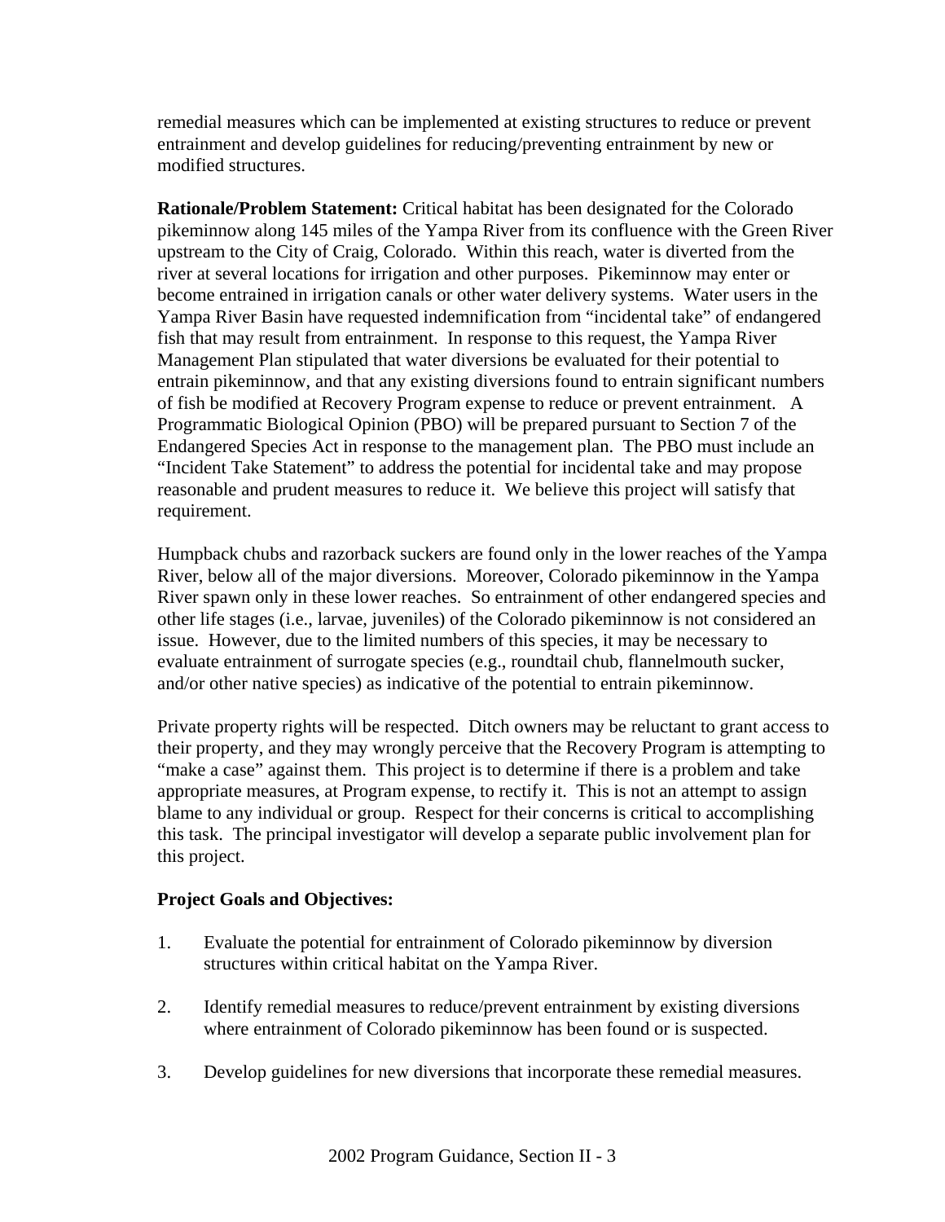remedial measures which can be implemented at existing structures to reduce or prevent entrainment and develop guidelines for reducing/preventing entrainment by new or modified structures.

**Rationale/Problem Statement:** Critical habitat has been designated for the Colorado pikeminnow along 145 miles of the Yampa River from its confluence with the Green River upstream to the City of Craig, Colorado. Within this reach, water is diverted from the river at several locations for irrigation and other purposes. Pikeminnow may enter or become entrained in irrigation canals or other water delivery systems. Water users in the Yampa River Basin have requested indemnification from "incidental take" of endangered fish that may result from entrainment. In response to this request, the Yampa River Management Plan stipulated that water diversions be evaluated for their potential to entrain pikeminnow, and that any existing diversions found to entrain significant numbers of fish be modified at Recovery Program expense to reduce or prevent entrainment. A Programmatic Biological Opinion (PBO) will be prepared pursuant to Section 7 of the Endangered Species Act in response to the management plan. The PBO must include an "Incident Take Statement" to address the potential for incidental take and may propose reasonable and prudent measures to reduce it. We believe this project will satisfy that requirement.

Humpback chubs and razorback suckers are found only in the lower reaches of the Yampa River, below all of the major diversions. Moreover, Colorado pikeminnow in the Yampa River spawn only in these lower reaches. So entrainment of other endangered species and other life stages (i.e., larvae, juveniles) of the Colorado pikeminnow is not considered an issue. However, due to the limited numbers of this species, it may be necessary to evaluate entrainment of surrogate species (e.g., roundtail chub, flannelmouth sucker, and/or other native species) as indicative of the potential to entrain pikeminnow.

Private property rights will be respected. Ditch owners may be reluctant to grant access to their property, and they may wrongly perceive that the Recovery Program is attempting to "make a case" against them. This project is to determine if there is a problem and take appropriate measures, at Program expense, to rectify it. This is not an attempt to assign blame to any individual or group. Respect for their concerns is critical to accomplishing this task. The principal investigator will develop a separate public involvement plan for this project.

**Project Goals and Objectives:**

1. Evaluate the potential for entrainment of Colorado pikeminnow by diversion structures within critical habitat on the Yampa River.

2. Identify remedial measures to reduce/prevent entrainment by existing diversions where entrainment of Colorado pikeminnow has been found or is suspected.

3. Develop guidelines for new diversions that incorporate these remedial measures.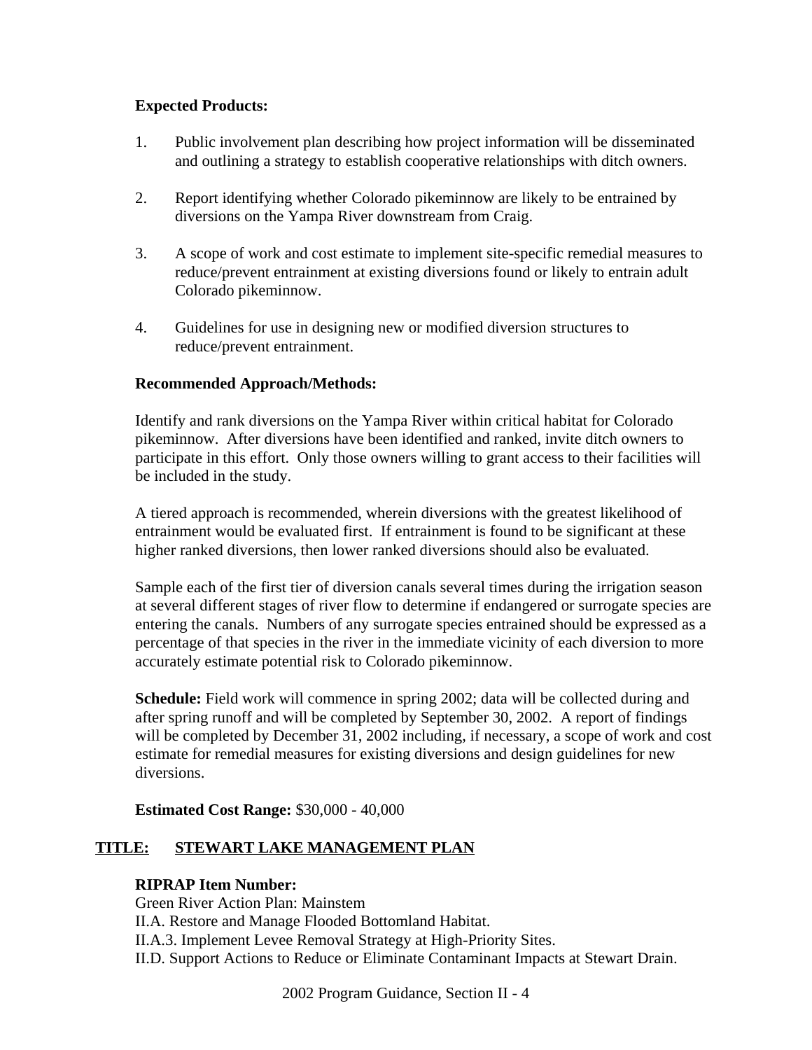**Expected Products:**

1. Public involvement plan describing how project information will be disseminated and outlining a strategy to establish cooperative relationships with ditch owners.

2. Report identifying whether Colorado pikeminnow are likely to be entrained by diversions on the Yampa River downstream from Craig.

3. A scope of work and cost estimate to implement site-specific remedial measures to reduce/prevent entrainment at existing diversions found or likely to entrain adult Colorado pikeminnow.

4. Guidelines for use in designing new or modified diversion structures to reduce/prevent entrainment.

**Recommended Approach/Methods:**

Identify and rank diversions on the Yampa River within critical habitat for Colorado pikeminnow. After diversions have been identified and ranked, invite ditch owners to participate in this effort. Only those owners willing to grant access to their facilities will be included in the study.

A tiered approach is recommended, wherein diversions with the greatest likelihood of entrainment would be evaluated first. If entrainment is found to be significant at these higher ranked diversions, then lower ranked diversions should also be evaluated.

Sample each of the first tier of diversion canals several times during the irrigation season at several different stages of river flow to determine if endangered or surrogate species are entering the canals. Numbers of any surrogate species entrained should be expressed as a percentage of that species in the river in the immediate vicinity of each diversion to more accurately estimate potential risk to Colorado pikeminnow.

**Schedule:** Field work will commence in spring 2002; data will be collected during and after spring runoff and will be completed by September 30, 2002. A report of findings will be completed by December 31, 2002 including, if necessary, a scope of work and cost estimate for remedial measures for existing diversions and design guidelines for new diversions.

**Estimated Cost Range:** $30,000 - 40,000

## TITLE: STEWART LAKE MANAGEMENT PLAN

**RIPRAP Item Number:**
Green River Action Plan: Mainstem
II.A. Restore and Manage Flooded Bottomland Habitat.
II.A.3. Implement Levee Removal Strategy at High-Priority Sites.
II.D. Support Actions to Reduce or Eliminate Contaminant Impacts at Stewart Drain.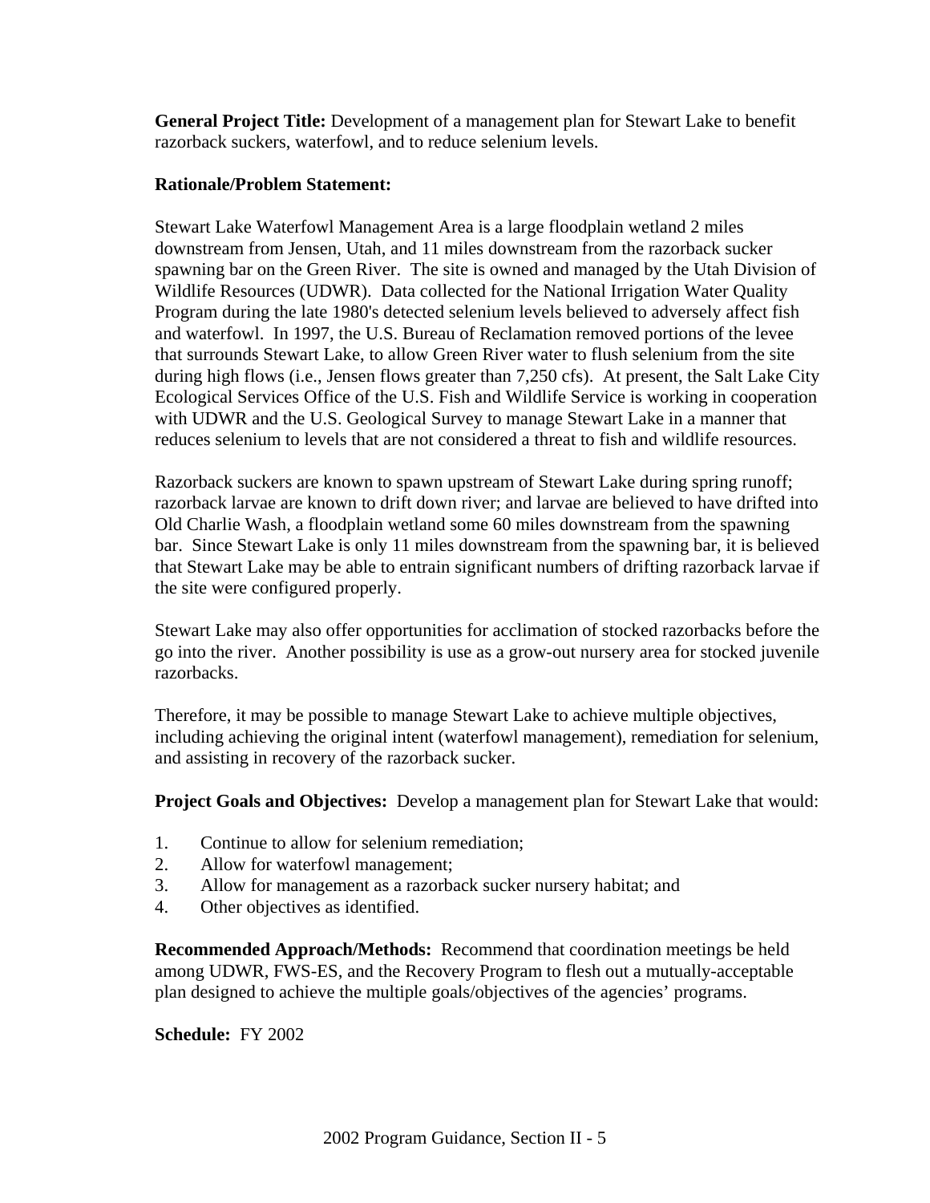**General Project Title:** Development of a management plan for Stewart Lake to benefit razorback suckers, waterfowl, and to reduce selenium levels.

**Rationale/Problem Statement:**

Stewart Lake Waterfowl Management Area is a large floodplain wetland 2 miles downstream from Jensen, Utah, and 11 miles downstream from the razorback sucker spawning bar on the Green River. The site is owned and managed by the Utah Division of Wildlife Resources (UDWR). Data collected for the National Irrigation Water Quality Program during the late 1980's detected selenium levels believed to adversely affect fish and waterfowl. In 1997, the U.S. Bureau of Reclamation removed portions of the levee that surrounds Stewart Lake, to allow Green River water to flush selenium from the site during high flows (i.e., Jensen flows greater than 7,250 cfs). At present, the Salt Lake City Ecological Services Office of the U.S. Fish and Wildlife Service is working in cooperation with UDWR and the U.S. Geological Survey to manage Stewart Lake in a manner that reduces selenium to levels that are not considered a threat to fish and wildlife resources.

Razorback suckers are known to spawn upstream of Stewart Lake during spring runoff; razorback larvae are known to drift down river; and larvae are believed to have drifted into Old Charlie Wash, a floodplain wetland some 60 miles downstream from the spawning bar. Since Stewart Lake is only 11 miles downstream from the spawning bar, it is believed that Stewart Lake may be able to entrain significant numbers of drifting razorback larvae if the site were configured properly.

Stewart Lake may also offer opportunities for acclimation of stocked razorbacks before the go into the river. Another possibility is use as a grow-out nursery area for stocked juvenile razorbacks.

Therefore, it may be possible to manage Stewart Lake to achieve multiple objectives, including achieving the original intent (waterfowl management), remediation for selenium, and assisting in recovery of the razorback sucker.

**Project Goals and Objectives:** Develop a management plan for Stewart Lake that would:

1. Continue to allow for selenium remediation;
2. Allow for waterfowl management;
3. Allow for management as a razorback sucker nursery habitat; and
4. Other objectives as identified.

**Recommended Approach/Methods:** Recommend that coordination meetings be held among UDWR, FWS-ES, and the Recovery Program to flesh out a mutually-acceptable plan designed to achieve the multiple goals/objectives of the agencies' programs.

**Schedule:** FY 2002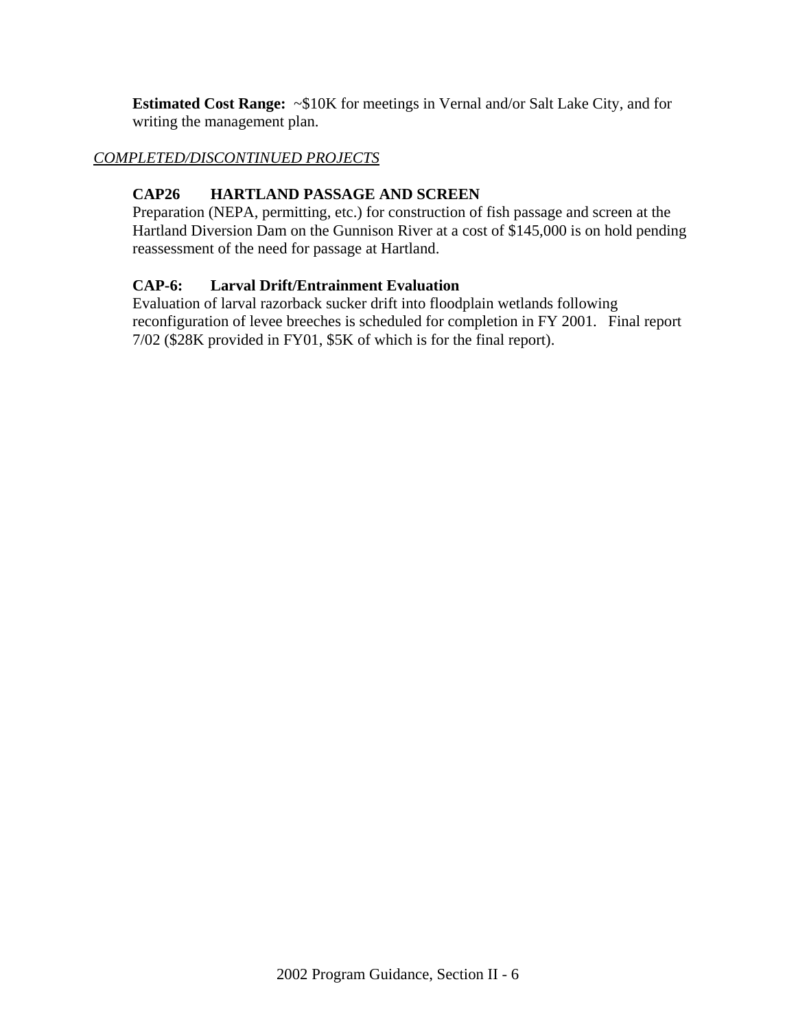**Estimated Cost Range:** ~$10K for meetings in Vernal and/or Salt Lake City, and for writing the management plan.

*COMPLETED/DISCONTINUED PROJECTS*

**CAP26 HARTLAND PASSAGE AND SCREEN**

Preparation (NEPA, permitting, etc.) for construction of fish passage and screen at the Hartland Diversion Dam on the Gunnison River at a cost of $145,000 is on hold pending reassessment of the need for passage at Hartland.

**CAP-6: Larval Drift/Entrainment Evaluation**

Evaluation of larval razorback sucker drift into floodplain wetlands following reconfiguration of levee breeches is scheduled for completion in FY 2001. Final report 7/02 ($28K provided in FY01, $5K of which is for the final report).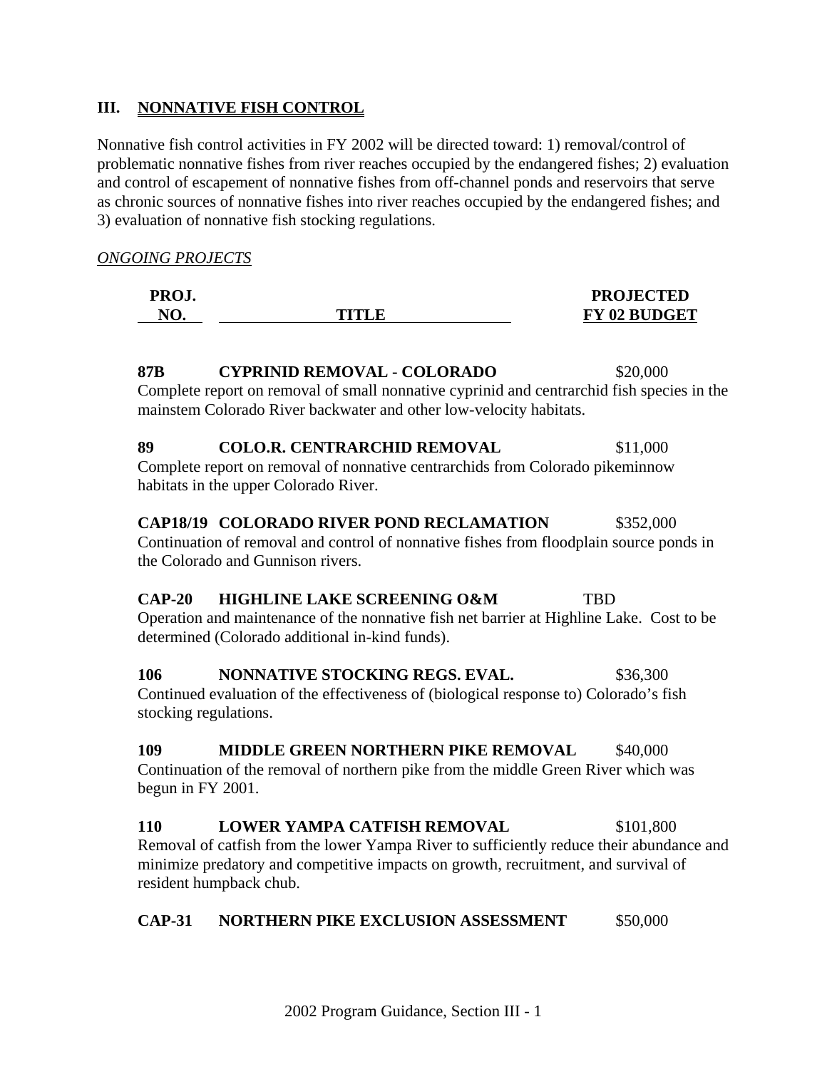## III. NONNATIVE FISH CONTROL

Nonnative fish control activities in FY 2002 will be directed toward: 1) removal/control of problematic nonnative fishes from river reaches occupied by the endangered fishes; 2) evaluation and control of escapement of nonnative fishes from off-channel ponds and reservoirs that serve as chronic sources of nonnative fishes into river reaches occupied by the endangered fishes; and 3) evaluation of nonnative fish stocking regulations.

*ONGOING PROJECTS*

| PROJ. NO. | TITLE | PROJECTED FY 02 BUDGET |
|---|---|---|

**87B CYPRINID REMOVAL - COLORADO** $20,000
Complete report on removal of small nonnative cyprinid and centrarchid fish species in the mainstem Colorado River backwater and other low-velocity habitats.

**89 COLO.R. CENTRARCHID REMOVAL** $11,000
Complete report on removal of nonnative centrarchids from Colorado pikeminnow habitats in the upper Colorado River.

**CAP18/19 COLORADO RIVER POND RECLAMATION** $352,000
Continuation of removal and control of nonnative fishes from floodplain source ponds in the Colorado and Gunnison rivers.

**CAP-20 HIGHLINE LAKE SCREENING O&M** TBD
Operation and maintenance of the nonnative fish net barrier at Highline Lake. Cost to be determined (Colorado additional in-kind funds).

**106 NONNATIVE STOCKING REGS. EVAL.** $36,300
Continued evaluation of the effectiveness of (biological response to) Colorado's fish stocking regulations.

**109 MIDDLE GREEN NORTHERN PIKE REMOVAL** $40,000
Continuation of the removal of northern pike from the middle Green River which was begun in FY 2001.

**110 LOWER YAMPA CATFISH REMOVAL** $101,800
Removal of catfish from the lower Yampa River to sufficiently reduce their abundance and minimize predatory and competitive impacts on growth, recruitment, and survival of resident humpback chub.

**CAP-31 NORTHERN PIKE EXCLUSION ASSESSMENT** $50,000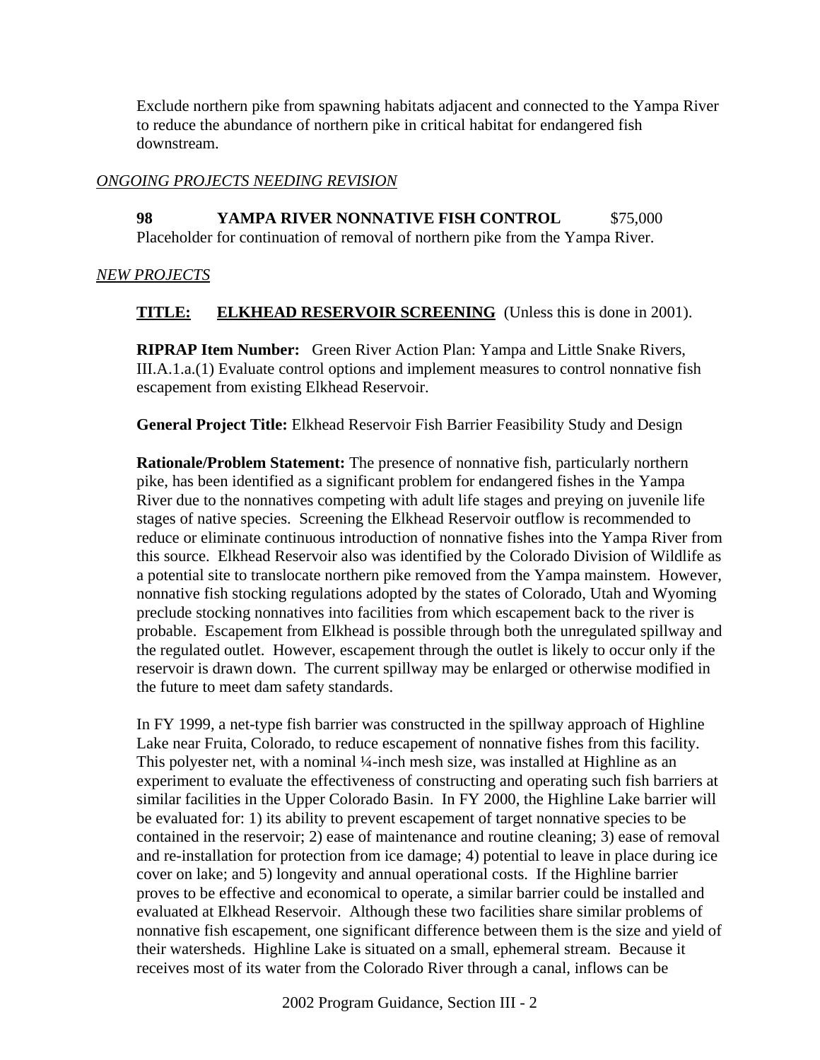Exclude northern pike from spawning habitats adjacent and connected to the Yampa River to reduce the abundance of northern pike in critical habitat for endangered fish downstream.

*ONGOING PROJECTS NEEDING REVISION*

**98 YAMPA RIVER NONNATIVE FISH CONTROL** $75,000
Placeholder for continuation of removal of northern pike from the Yampa River.

*NEW PROJECTS*

**TITLE: ELKHEAD RESERVOIR SCREENING** (Unless this is done in 2001).

**RIPRAP Item Number:** Green River Action Plan: Yampa and Little Snake Rivers, III.A.1.a.(1) Evaluate control options and implement measures to control nonnative fish escapement from existing Elkhead Reservoir.

**General Project Title:** Elkhead Reservoir Fish Barrier Feasibility Study and Design

**Rationale/Problem Statement:** The presence of nonnative fish, particularly northern pike, has been identified as a significant problem for endangered fishes in the Yampa River due to the nonnatives competing with adult life stages and preying on juvenile life stages of native species. Screening the Elkhead Reservoir outflow is recommended to reduce or eliminate continuous introduction of nonnative fishes into the Yampa River from this source. Elkhead Reservoir also was identified by the Colorado Division of Wildlife as a potential site to translocate northern pike removed from the Yampa mainstem. However, nonnative fish stocking regulations adopted by the states of Colorado, Utah and Wyoming preclude stocking nonnatives into facilities from which escapement back to the river is probable. Escapement from Elkhead is possible through both the unregulated spillway and the regulated outlet. However, escapement through the outlet is likely to occur only if the reservoir is drawn down. The current spillway may be enlarged or otherwise modified in the future to meet dam safety standards.

In FY 1999, a net-type fish barrier was constructed in the spillway approach of Highline Lake near Fruita, Colorado, to reduce escapement of nonnative fishes from this facility. This polyester net, with a nominal ¼-inch mesh size, was installed at Highline as an experiment to evaluate the effectiveness of constructing and operating such fish barriers at similar facilities in the Upper Colorado Basin. In FY 2000, the Highline Lake barrier will be evaluated for: 1) its ability to prevent escapement of target nonnative species to be contained in the reservoir; 2) ease of maintenance and routine cleaning; 3) ease of removal and re-installation for protection from ice damage; 4) potential to leave in place during ice cover on lake; and 5) longevity and annual operational costs. If the Highline barrier proves to be effective and economical to operate, a similar barrier could be installed and evaluated at Elkhead Reservoir. Although these two facilities share similar problems of nonnative fish escapement, one significant difference between them is the size and yield of their watersheds. Highline Lake is situated on a small, ephemeral stream. Because it receives most of its water from the Colorado River through a canal, inflows can be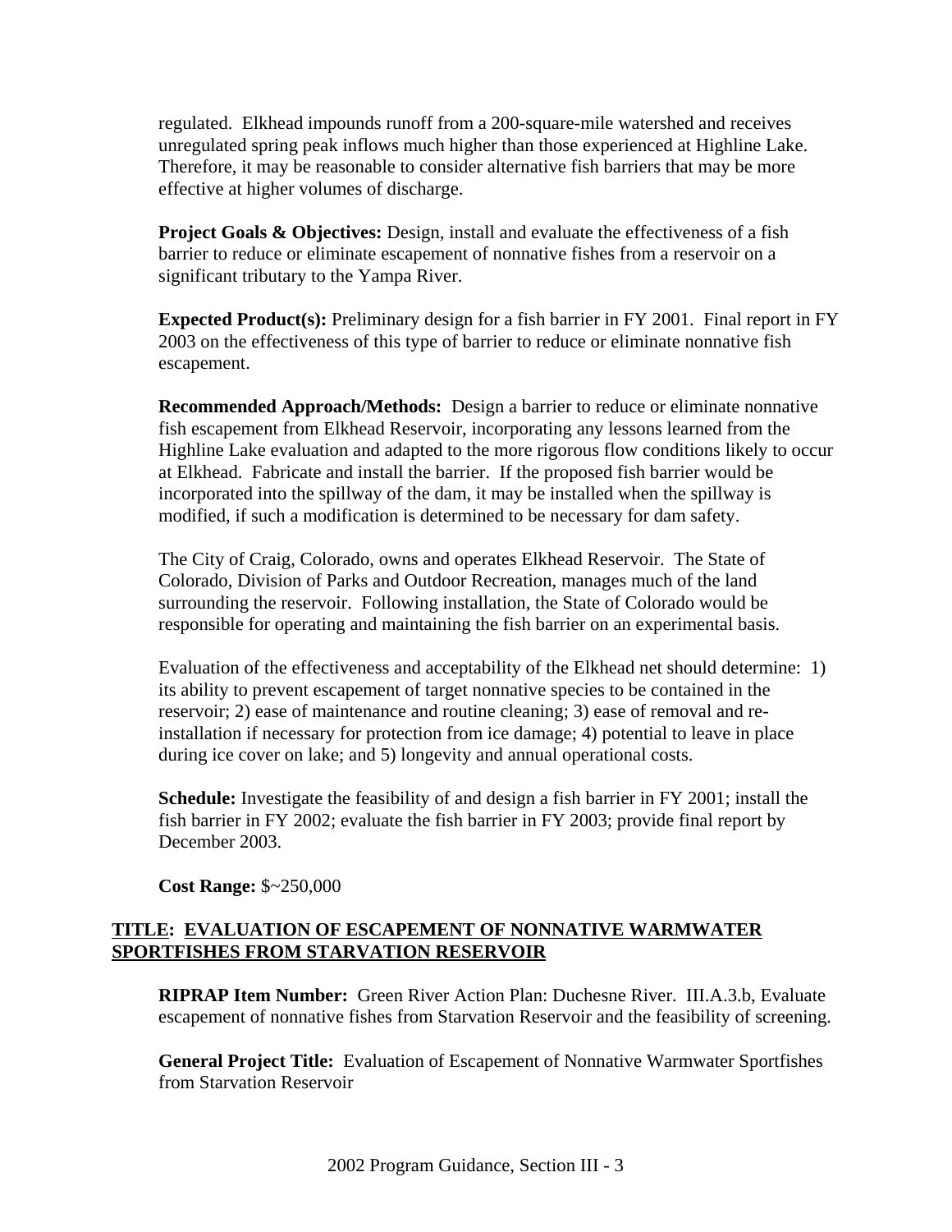regulated. Elkhead impounds runoff from a 200-square-mile watershed and receives unregulated spring peak inflows much higher than those experienced at Highline Lake. Therefore, it may be reasonable to consider alternative fish barriers that may be more effective at higher volumes of discharge.

**Project Goals & Objectives:** Design, install and evaluate the effectiveness of a fish barrier to reduce or eliminate escapement of nonnative fishes from a reservoir on a significant tributary to the Yampa River.

**Expected Product(s):** Preliminary design for a fish barrier in FY 2001. Final report in FY 2003 on the effectiveness of this type of barrier to reduce or eliminate nonnative fish escapement.

**Recommended Approach/Methods:** Design a barrier to reduce or eliminate nonnative fish escapement from Elkhead Reservoir, incorporating any lessons learned from the Highline Lake evaluation and adapted to the more rigorous flow conditions likely to occur at Elkhead. Fabricate and install the barrier. If the proposed fish barrier would be incorporated into the spillway of the dam, it may be installed when the spillway is modified, if such a modification is determined to be necessary for dam safety.

The City of Craig, Colorado, owns and operates Elkhead Reservoir. The State of Colorado, Division of Parks and Outdoor Recreation, manages much of the land surrounding the reservoir. Following installation, the State of Colorado would be responsible for operating and maintaining the fish barrier on an experimental basis.

Evaluation of the effectiveness and acceptability of the Elkhead net should determine: 1) its ability to prevent escapement of target nonnative species to be contained in the reservoir; 2) ease of maintenance and routine cleaning; 3) ease of removal and re-installation if necessary for protection from ice damage; 4) potential to leave in place during ice cover on lake; and 5) longevity and annual operational costs.

**Schedule:** Investigate the feasibility of and design a fish barrier in FY 2001; install the fish barrier in FY 2002; evaluate the fish barrier in FY 2003; provide final report by December 2003.

**Cost Range:** $~250,000

## TITLE: EVALUATION OF ESCAPEMENT OF NONNATIVE WARMWATER SPORTFISHES FROM STARVATION RESERVOIR

**RIPRAP Item Number:** Green River Action Plan: Duchesne River. III.A.3.b, Evaluate escapement of nonnative fishes from Starvation Reservoir and the feasibility of screening.

**General Project Title:** Evaluation of Escapement of Nonnative Warmwater Sportfishes from Starvation Reservoir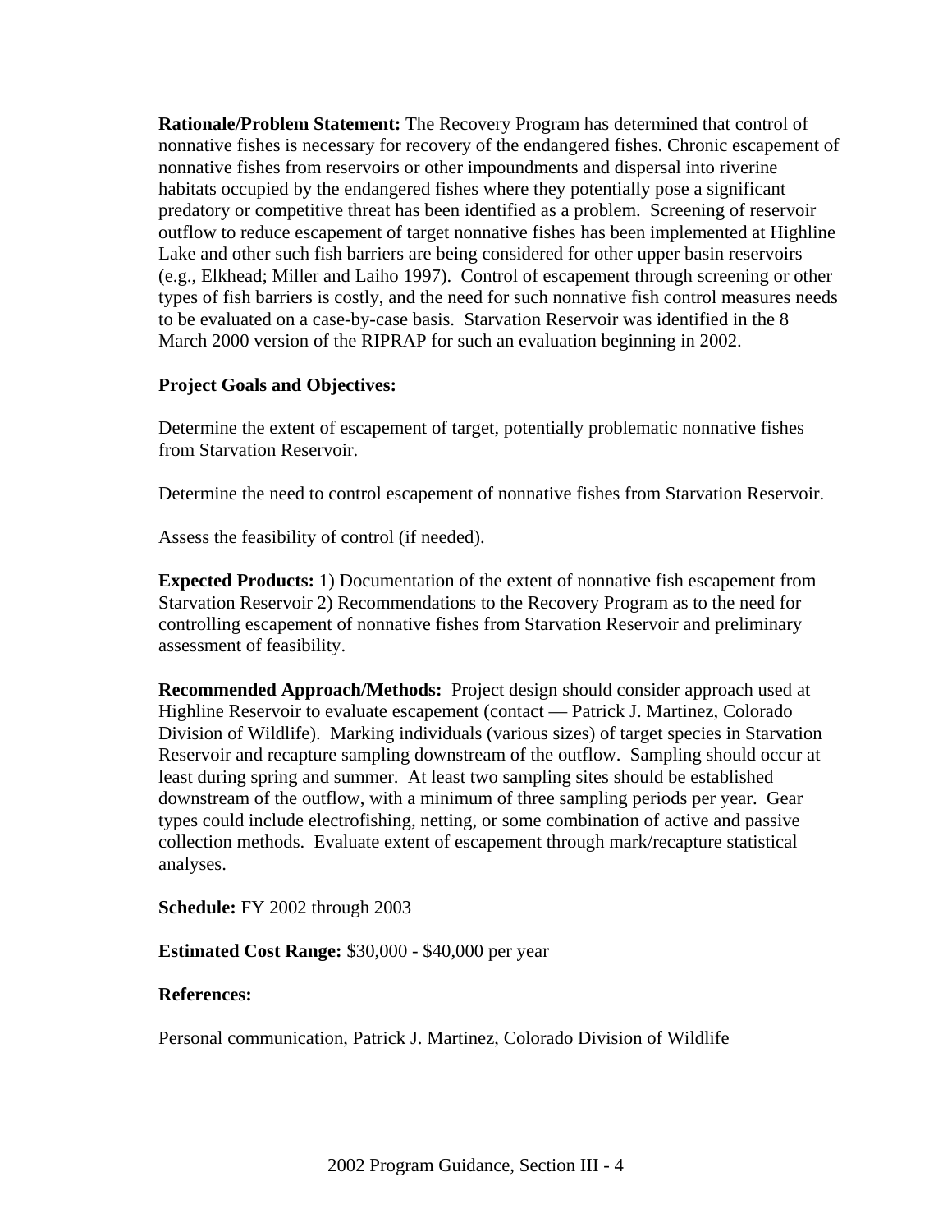**Rationale/Problem Statement:** The Recovery Program has determined that control of nonnative fishes is necessary for recovery of the endangered fishes. Chronic escapement of nonnative fishes from reservoirs or other impoundments and dispersal into riverine habitats occupied by the endangered fishes where they potentially pose a significant predatory or competitive threat has been identified as a problem. Screening of reservoir outflow to reduce escapement of target nonnative fishes has been implemented at Highline Lake and other such fish barriers are being considered for other upper basin reservoirs (e.g., Elkhead; Miller and Laiho 1997). Control of escapement through screening or other types of fish barriers is costly, and the need for such nonnative fish control measures needs to be evaluated on a case-by-case basis. Starvation Reservoir was identified in the 8 March 2000 version of the RIPRAP for such an evaluation beginning in 2002.

**Project Goals and Objectives:**

Determine the extent of escapement of target, potentially problematic nonnative fishes from Starvation Reservoir.

Determine the need to control escapement of nonnative fishes from Starvation Reservoir.

Assess the feasibility of control (if needed).

**Expected Products:** 1) Documentation of the extent of nonnative fish escapement from Starvation Reservoir 2) Recommendations to the Recovery Program as to the need for controlling escapement of nonnative fishes from Starvation Reservoir and preliminary assessment of feasibility.

**Recommended Approach/Methods:** Project design should consider approach used at Highline Reservoir to evaluate escapement (contact — Patrick J. Martinez, Colorado Division of Wildlife). Marking individuals (various sizes) of target species in Starvation Reservoir and recapture sampling downstream of the outflow. Sampling should occur at least during spring and summer. At least two sampling sites should be established downstream of the outflow, with a minimum of three sampling periods per year. Gear types could include electrofishing, netting, or some combination of active and passive collection methods. Evaluate extent of escapement through mark/recapture statistical analyses.

**Schedule:** FY 2002 through 2003

**Estimated Cost Range:** $30,000 - $40,000 per year

**References:**

Personal communication, Patrick J. Martinez, Colorado Division of Wildlife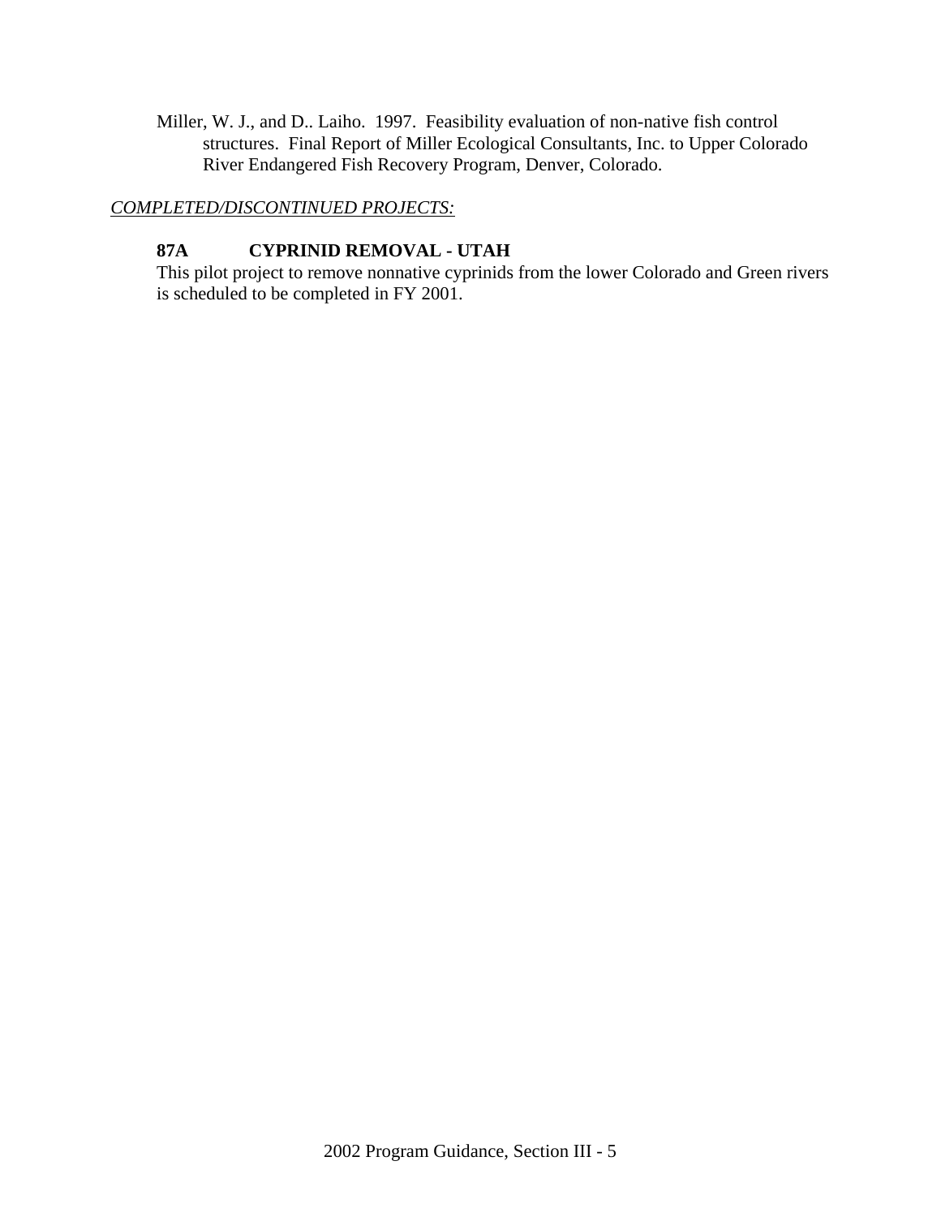Miller, W. J., and D.. Laiho. 1997. Feasibility evaluation of non-native fish control structures. Final Report of Miller Ecological Consultants, Inc. to Upper Colorado River Endangered Fish Recovery Program, Denver, Colorado.

*COMPLETED/DISCONTINUED PROJECTS:*

**87A CYPRINID REMOVAL - UTAH**

This pilot project to remove nonnative cyprinids from the lower Colorado and Green rivers is scheduled to be completed in FY 2001.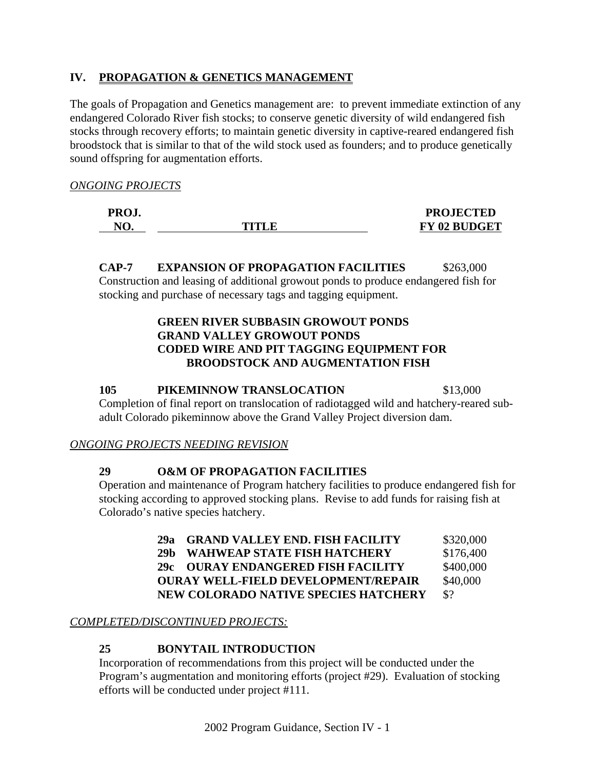## IV. PROPAGATION & GENETICS MANAGEMENT

The goals of Propagation and Genetics management are: to prevent immediate extinction of any endangered Colorado River fish stocks; to conserve genetic diversity of wild endangered fish stocks through recovery efforts; to maintain genetic diversity in captive-reared endangered fish broodstock that is similar to that of the wild stock used as founders; and to produce genetically sound offspring for augmentation efforts.

*ONGOING PROJECTS*

| PROJ. NO. | TITLE | PROJECTED FY 02 BUDGET |
|---|---|---|

**CAP-7 EXPANSION OF PROPAGATION FACILITIES** $263,000

Construction and leasing of additional growout ponds to produce endangered fish for stocking and purchase of necessary tags and tagging equipment.

**GREEN RIVER SUBBASIN GROWOUT PONDS**
**GRAND VALLEY GROWOUT PONDS**
**CODED WIRE AND PIT TAGGING EQUIPMENT FOR BROODSTOCK AND AUGMENTATION FISH**

**105 PIKEMINNOW TRANSLOCATION** $13,000

Completion of final report on translocation of radiotagged wild and hatchery-reared sub-adult Colorado pikeminnow above the Grand Valley Project diversion dam.

*ONGOING PROJECTS NEEDING REVISION*

**29 O&M OF PROPAGATION FACILITIES**

Operation and maintenance of Program hatchery facilities to produce endangered fish for stocking according to approved stocking plans. Revise to add funds for raising fish at Colorado's native species hatchery.

| | |
|---|---|
| **29a GRAND VALLEY END. FISH FACILITY** | $320,000 |
| **29b WAHWEAP STATE FISH HATCHERY** | $176,400 |
| **29c OURAY ENDANGERED FISH FACILITY** | $400,000 |
| **OURAY WELL-FIELD DEVELOPMENT/REPAIR** | $40,000 |
| **NEW COLORADO NATIVE SPECIES HATCHERY** | $? |

*COMPLETED/DISCONTINUED PROJECTS:*

**25 BONYTAIL INTRODUCTION**

Incorporation of recommendations from this project will be conducted under the Program's augmentation and monitoring efforts (project #29). Evaluation of stocking efforts will be conducted under project #111.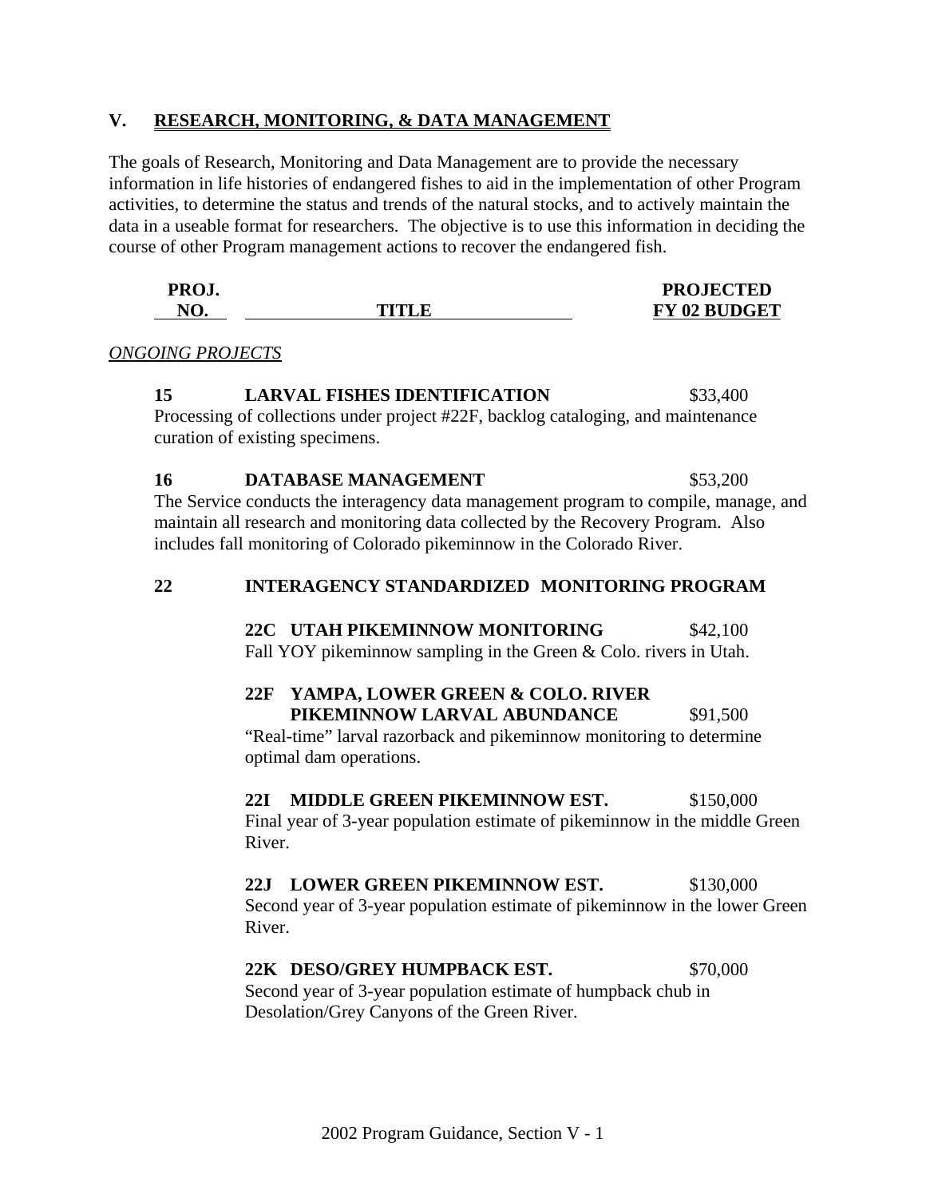## V. RESEARCH, MONITORING, & DATA MANAGEMENT

The goals of Research, Monitoring and Data Management are to provide the necessary information in life histories of endangered fishes to aid in the implementation of other Program activities, to determine the status and trends of the natural stocks, and to actively maintain the data in a useable format for researchers. The objective is to use this information in deciding the course of other Program management actions to recover the endangered fish.

| PROJ. NO. | TITLE | PROJECTED FY 02 BUDGET |
|---|---|---|

*ONGOING PROJECTS*

**15 LARVAL FISHES IDENTIFICATION** $33,400
Processing of collections under project #22F, backlog cataloging, and maintenance curation of existing specimens.

**16 DATABASE MANAGEMENT** $53,200
The Service conducts the interagency data management program to compile, manage, and maintain all research and monitoring data collected by the Recovery Program. Also includes fall monitoring of Colorado pikeminnow in the Colorado River.

**22 INTERAGENCY STANDARDIZED MONITORING PROGRAM**

**22C UTAH PIKEMINNOW MONITORING** $42,100
Fall YOY pikeminnow sampling in the Green & Colo. rivers in Utah.

**22F YAMPA, LOWER GREEN & COLO. RIVER PIKEMINNOW LARVAL ABUNDANCE** $91,500
"Real-time" larval razorback and pikeminnow monitoring to determine optimal dam operations.

**22I MIDDLE GREEN PIKEMINNOW EST.** $150,000
Final year of 3-year population estimate of pikeminnow in the middle Green River.

**22J LOWER GREEN PIKEMINNOW EST.** $130,000
Second year of 3-year population estimate of pikeminnow in the lower Green River.

**22K DESO/GREY HUMPBACK EST.** $70,000
Second year of 3-year population estimate of humpback chub in Desolation/Grey Canyons of the Green River.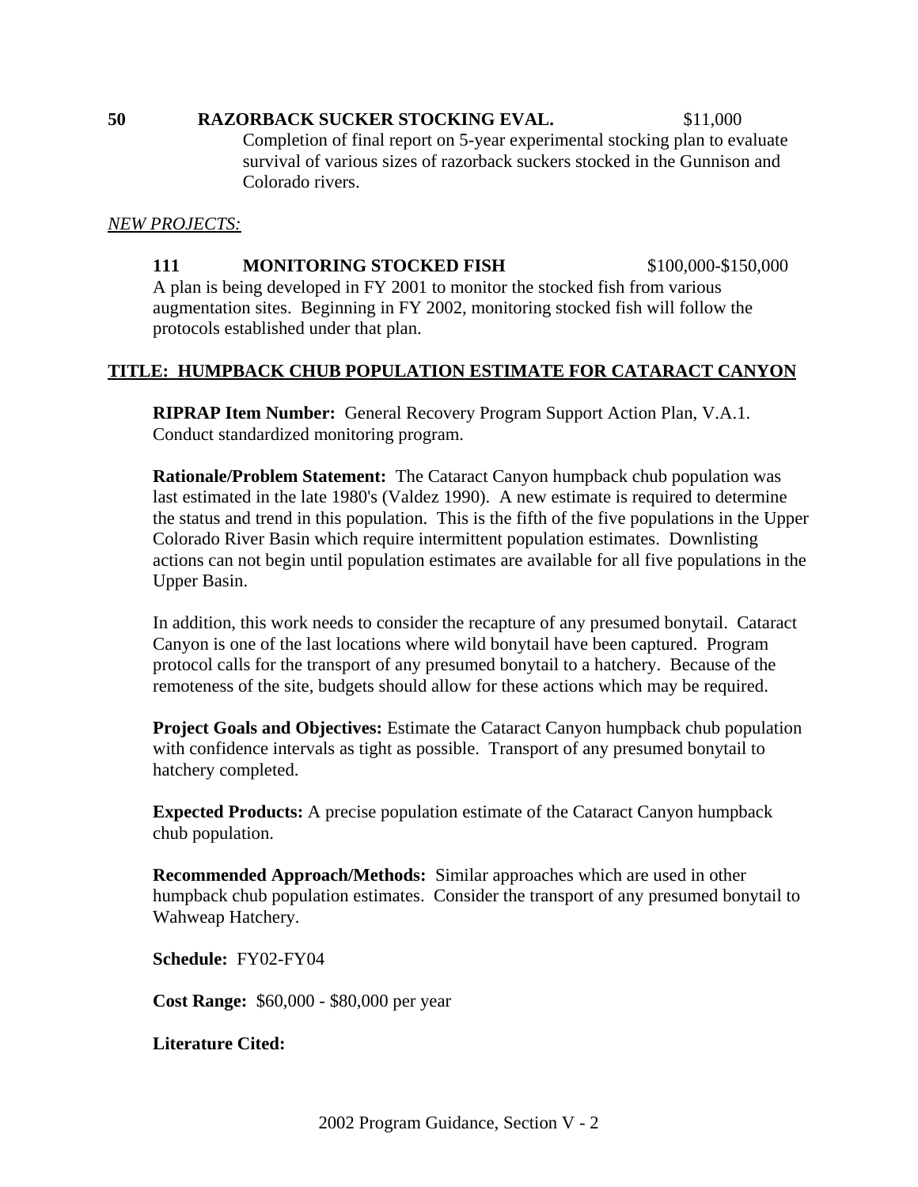**50 RAZORBACK SUCKER STOCKING EVAL. $11,000**

Completion of final report on 5-year experimental stocking plan to evaluate survival of various sizes of razorback suckers stocked in the Gunnison and Colorado rivers.

*NEW PROJECTS:*

**111 MONITORING STOCKED FISH** $100,000-$150,000

A plan is being developed in FY 2001 to monitor the stocked fish from various augmentation sites. Beginning in FY 2002, monitoring stocked fish will follow the protocols established under that plan.

## TITLE: HUMPBACK CHUB POPULATION ESTIMATE FOR CATARACT CANYON

**RIPRAP Item Number:** General Recovery Program Support Action Plan, V.A.1. Conduct standardized monitoring program.

**Rationale/Problem Statement:** The Cataract Canyon humpback chub population was last estimated in the late 1980's (Valdez 1990). A new estimate is required to determine the status and trend in this population. This is the fifth of the five populations in the Upper Colorado River Basin which require intermittent population estimates. Downlisting actions can not begin until population estimates are available for all five populations in the Upper Basin.

In addition, this work needs to consider the recapture of any presumed bonytail. Cataract Canyon is one of the last locations where wild bonytail have been captured. Program protocol calls for the transport of any presumed bonytail to a hatchery. Because of the remoteness of the site, budgets should allow for these actions which may be required.

**Project Goals and Objectives:** Estimate the Cataract Canyon humpback chub population with confidence intervals as tight as possible. Transport of any presumed bonytail to hatchery completed.

**Expected Products:** A precise population estimate of the Cataract Canyon humpback chub population.

**Recommended Approach/Methods:** Similar approaches which are used in other humpback chub population estimates. Consider the transport of any presumed bonytail to Wahweap Hatchery.

**Schedule:** FY02-FY04

**Cost Range:** $60,000 - $80,000 per year

**Literature Cited:**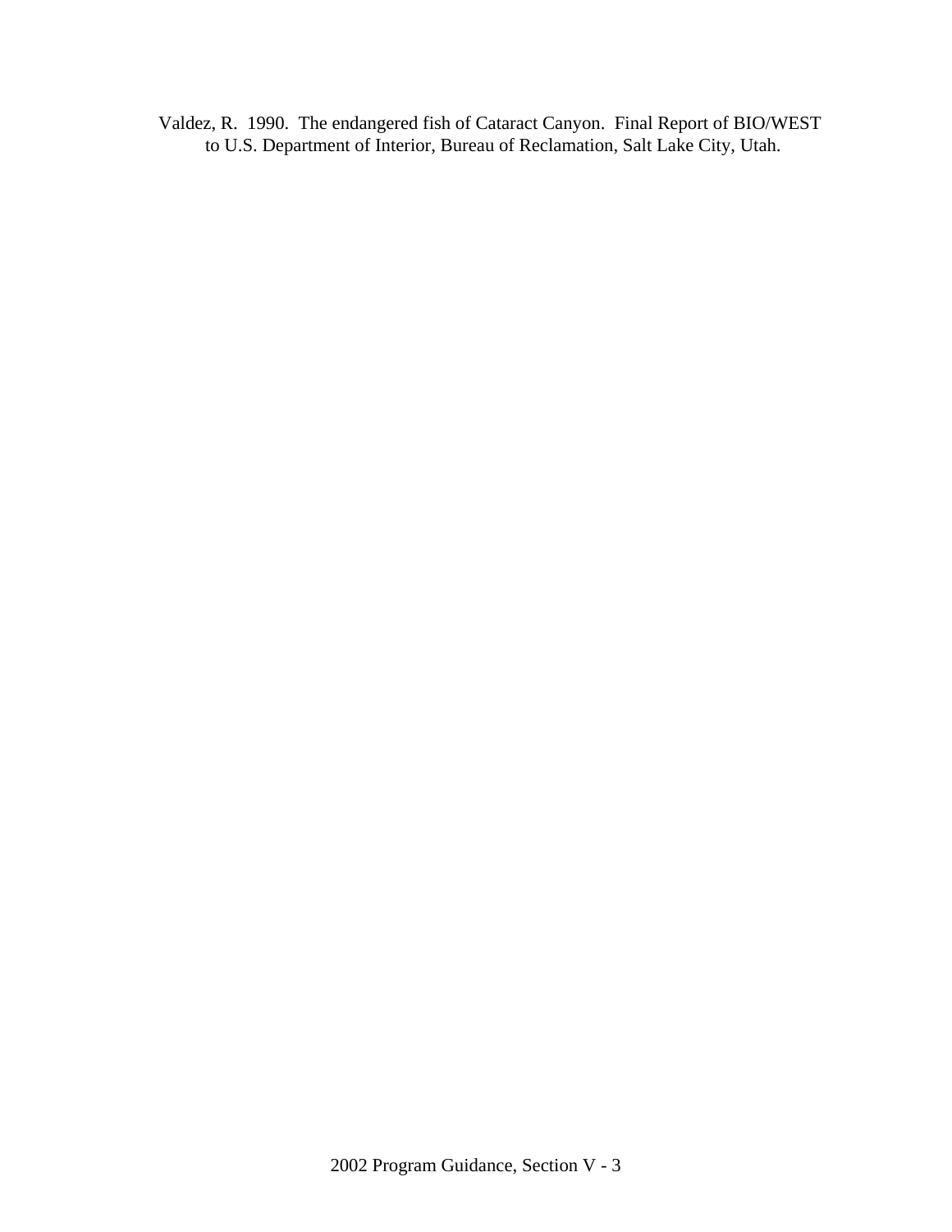Valdez, R. 1990. The endangered fish of Cataract Canyon. Final Report of BIO/WEST to U.S. Department of Interior, Bureau of Reclamation, Salt Lake City, Utah.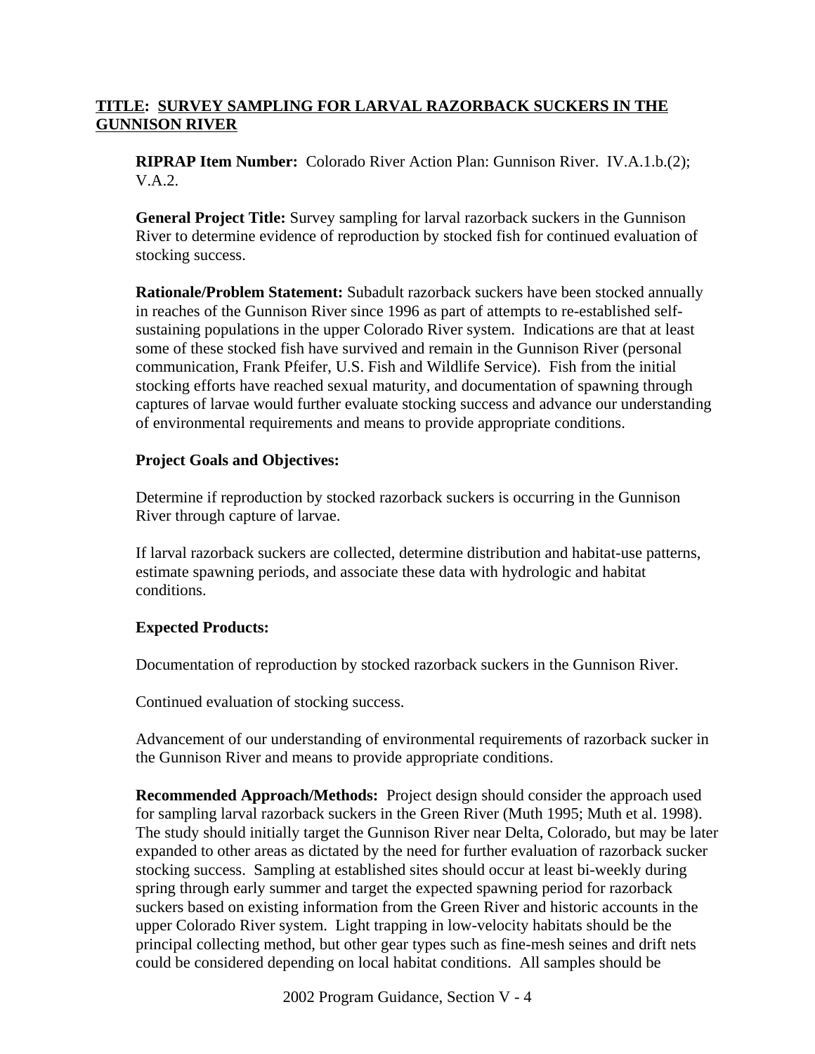**TITLE: SURVEY SAMPLING FOR LARVAL RAZORBACK SUCKERS IN THE GUNNISON RIVER**

**RIPRAP Item Number:** Colorado River Action Plan: Gunnison River. IV.A.1.b.(2); V.A.2.

**General Project Title:** Survey sampling for larval razorback suckers in the Gunnison River to determine evidence of reproduction by stocked fish for continued evaluation of stocking success.

**Rationale/Problem Statement:** Subadult razorback suckers have been stocked annually in reaches of the Gunnison River since 1996 as part of attempts to re-established self-sustaining populations in the upper Colorado River system. Indications are that at least some of these stocked fish have survived and remain in the Gunnison River (personal communication, Frank Pfeifer, U.S. Fish and Wildlife Service). Fish from the initial stocking efforts have reached sexual maturity, and documentation of spawning through captures of larvae would further evaluate stocking success and advance our understanding of environmental requirements and means to provide appropriate conditions.

**Project Goals and Objectives:**

Determine if reproduction by stocked razorback suckers is occurring in the Gunnison River through capture of larvae.

If larval razorback suckers are collected, determine distribution and habitat-use patterns, estimate spawning periods, and associate these data with hydrologic and habitat conditions.

**Expected Products:**

Documentation of reproduction by stocked razorback suckers in the Gunnison River.

Continued evaluation of stocking success.

Advancement of our understanding of environmental requirements of razorback sucker in the Gunnison River and means to provide appropriate conditions.

**Recommended Approach/Methods:** Project design should consider the approach used for sampling larval razorback suckers in the Green River (Muth 1995; Muth et al. 1998). The study should initially target the Gunnison River near Delta, Colorado, but may be later expanded to other areas as dictated by the need for further evaluation of razorback sucker stocking success. Sampling at established sites should occur at least bi-weekly during spring through early summer and target the expected spawning period for razorback suckers based on existing information from the Green River and historic accounts in the upper Colorado River system. Light trapping in low-velocity habitats should be the principal collecting method, but other gear types such as fine-mesh seines and drift nets could be considered depending on local habitat conditions. All samples should be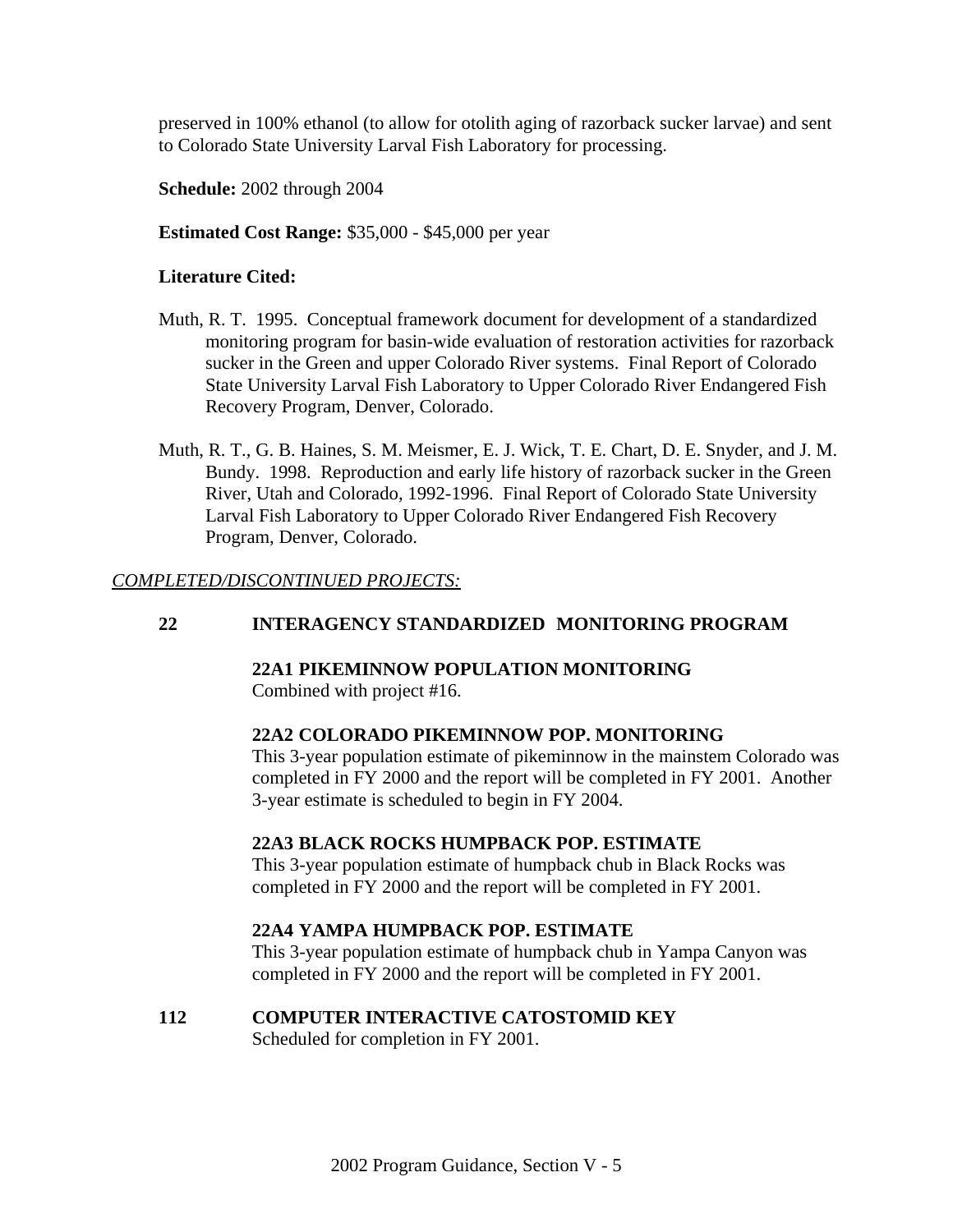preserved in 100% ethanol (to allow for otolith aging of razorback sucker larvae) and sent to Colorado State University Larval Fish Laboratory for processing.

**Schedule:** 2002 through 2004

**Estimated Cost Range:** $35,000 - $45,000 per year

**Literature Cited:**

Muth, R. T. 1995. Conceptual framework document for development of a standardized monitoring program for basin-wide evaluation of restoration activities for razorback sucker in the Green and upper Colorado River systems. Final Report of Colorado State University Larval Fish Laboratory to Upper Colorado River Endangered Fish Recovery Program, Denver, Colorado.

Muth, R. T., G. B. Haines, S. M. Meismer, E. J. Wick, T. E. Chart, D. E. Snyder, and J. M. Bundy. 1998. Reproduction and early life history of razorback sucker in the Green River, Utah and Colorado, 1992-1996. Final Report of Colorado State University Larval Fish Laboratory to Upper Colorado River Endangered Fish Recovery Program, Denver, Colorado.

*COMPLETED/DISCONTINUED PROJECTS:*

**22 INTERAGENCY STANDARDIZED MONITORING PROGRAM**

**22A1 PIKEMINNOW POPULATION MONITORING**
Combined with project #16.

**22A2 COLORADO PIKEMINNOW POP. MONITORING**
This 3-year population estimate of pikeminnow in the mainstem Colorado was completed in FY 2000 and the report will be completed in FY 2001. Another 3-year estimate is scheduled to begin in FY 2004.

**22A3 BLACK ROCKS HUMPBACK POP. ESTIMATE**
This 3-year population estimate of humpback chub in Black Rocks was completed in FY 2000 and the report will be completed in FY 2001.

**22A4 YAMPA HUMPBACK POP. ESTIMATE**
This 3-year population estimate of humpback chub in Yampa Canyon was completed in FY 2000 and the report will be completed in FY 2001.

**112 COMPUTER INTERACTIVE CATOSTOMID KEY**
Scheduled for completion in FY 2001.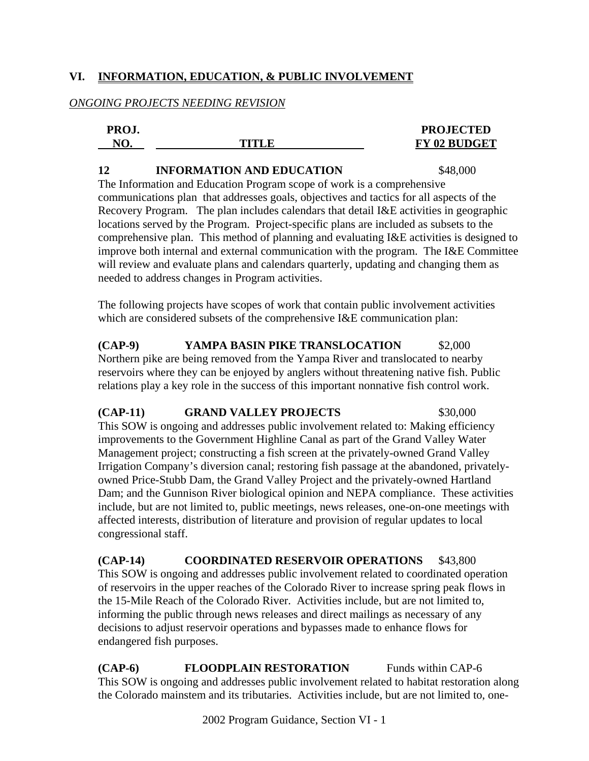## VI. INFORMATION, EDUCATION, & PUBLIC INVOLVEMENT

*ONGOING PROJECTS NEEDING REVISION*

| PROJ. NO. | TITLE | PROJECTED FY 02 BUDGET |
|---|---|---|

**12 INFORMATION AND EDUCATION** $48,000

The Information and Education Program scope of work is a comprehensive communications plan that addresses goals, objectives and tactics for all aspects of the Recovery Program. The plan includes calendars that detail I&E activities in geographic locations served by the Program. Project-specific plans are included as subsets to the comprehensive plan. This method of planning and evaluating I&E activities is designed to improve both internal and external communication with the program. The I&E Committee will review and evaluate plans and calendars quarterly, updating and changing them as needed to address changes in Program activities.

The following projects have scopes of work that contain public involvement activities which are considered subsets of the comprehensive I&E communication plan:

**(CAP-9) YAMPA BASIN PIKE TRANSLOCATION** $2,000

Northern pike are being removed from the Yampa River and translocated to nearby reservoirs where they can be enjoyed by anglers without threatening native fish. Public relations play a key role in the success of this important nonnative fish control work.

**(CAP-11) GRAND VALLEY PROJECTS** $30,000

This SOW is ongoing and addresses public involvement related to: Making efficiency improvements to the Government Highline Canal as part of the Grand Valley Water Management project; constructing a fish screen at the privately-owned Grand Valley Irrigation Company's diversion canal; restoring fish passage at the abandoned, privately-owned Price-Stubb Dam, the Grand Valley Project and the privately-owned Hartland Dam; and the Gunnison River biological opinion and NEPA compliance. These activities include, but are not limited to, public meetings, news releases, one-on-one meetings with affected interests, distribution of literature and provision of regular updates to local congressional staff.

**(CAP-14) COORDINATED RESERVOIR OPERATIONS** $43,800

This SOW is ongoing and addresses public involvement related to coordinated operation of reservoirs in the upper reaches of the Colorado River to increase spring peak flows in the 15-Mile Reach of the Colorado River. Activities include, but are not limited to, informing the public through news releases and direct mailings as necessary of any decisions to adjust reservoir operations and bypasses made to enhance flows for endangered fish purposes.

**(CAP-6) FLOODPLAIN RESTORATION** Funds within CAP-6

This SOW is ongoing and addresses public involvement related to habitat restoration along the Colorado mainstem and its tributaries. Activities include, but are not limited to, one-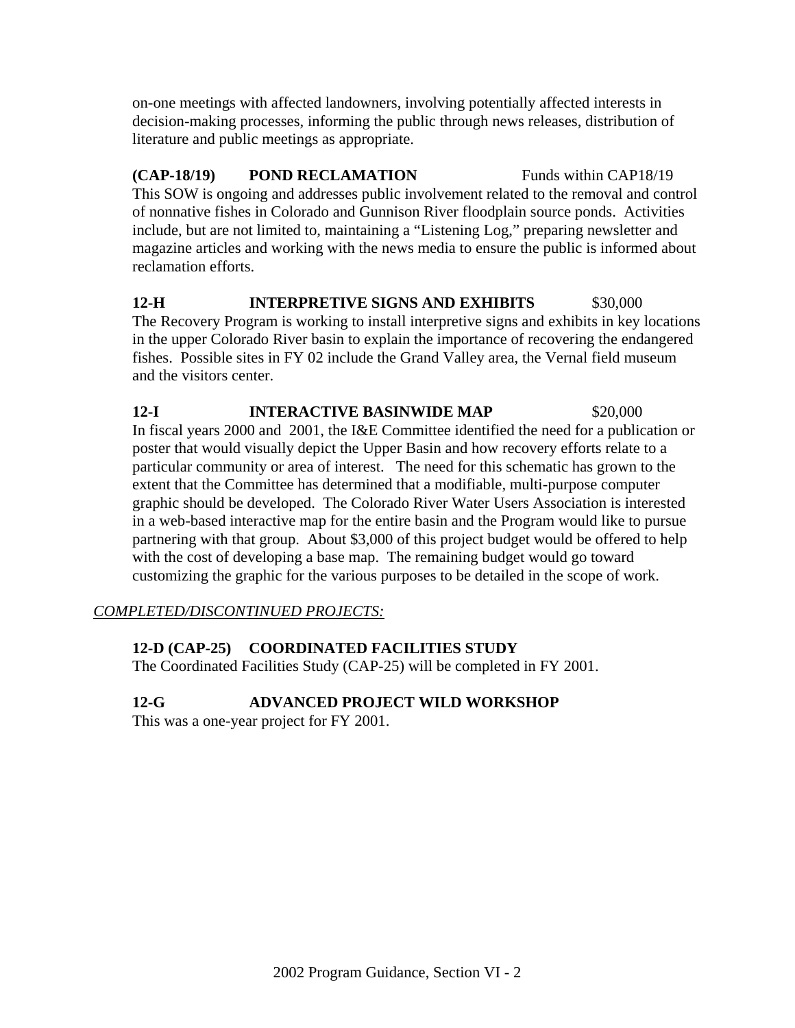on-one meetings with affected landowners, involving potentially affected interests in decision-making processes, informing the public through news releases, distribution of literature and public meetings as appropriate.

**(CAP-18/19) POND RECLAMATION** Funds within CAP18/19

This SOW is ongoing and addresses public involvement related to the removal and control of nonnative fishes in Colorado and Gunnison River floodplain source ponds. Activities include, but are not limited to, maintaining a "Listening Log," preparing newsletter and magazine articles and working with the news media to ensure the public is informed about reclamation efforts.

**12-H INTERPRETIVE SIGNS AND EXHIBITS** $30,000

The Recovery Program is working to install interpretive signs and exhibits in key locations in the upper Colorado River basin to explain the importance of recovering the endangered fishes. Possible sites in FY 02 include the Grand Valley area, the Vernal field museum and the visitors center.

**12-I INTERACTIVE BASINWIDE MAP** $20,000

In fiscal years 2000 and 2001, the I&E Committee identified the need for a publication or poster that would visually depict the Upper Basin and how recovery efforts relate to a particular community or area of interest. The need for this schematic has grown to the extent that the Committee has determined that a modifiable, multi-purpose computer graphic should be developed. The Colorado River Water Users Association is interested in a web-based interactive map for the entire basin and the Program would like to pursue partnering with that group. About $3,000 of this project budget would be offered to help with the cost of developing a base map. The remaining budget would go toward customizing the graphic for the various purposes to be detailed in the scope of work.

*COMPLETED/DISCONTINUED PROJECTS:*

**12-D (CAP-25) COORDINATED FACILITIES STUDY**

The Coordinated Facilities Study (CAP-25) will be completed in FY 2001.

**12-G ADVANCED PROJECT WILD WORKSHOP**

This was a one-year project for FY 2001.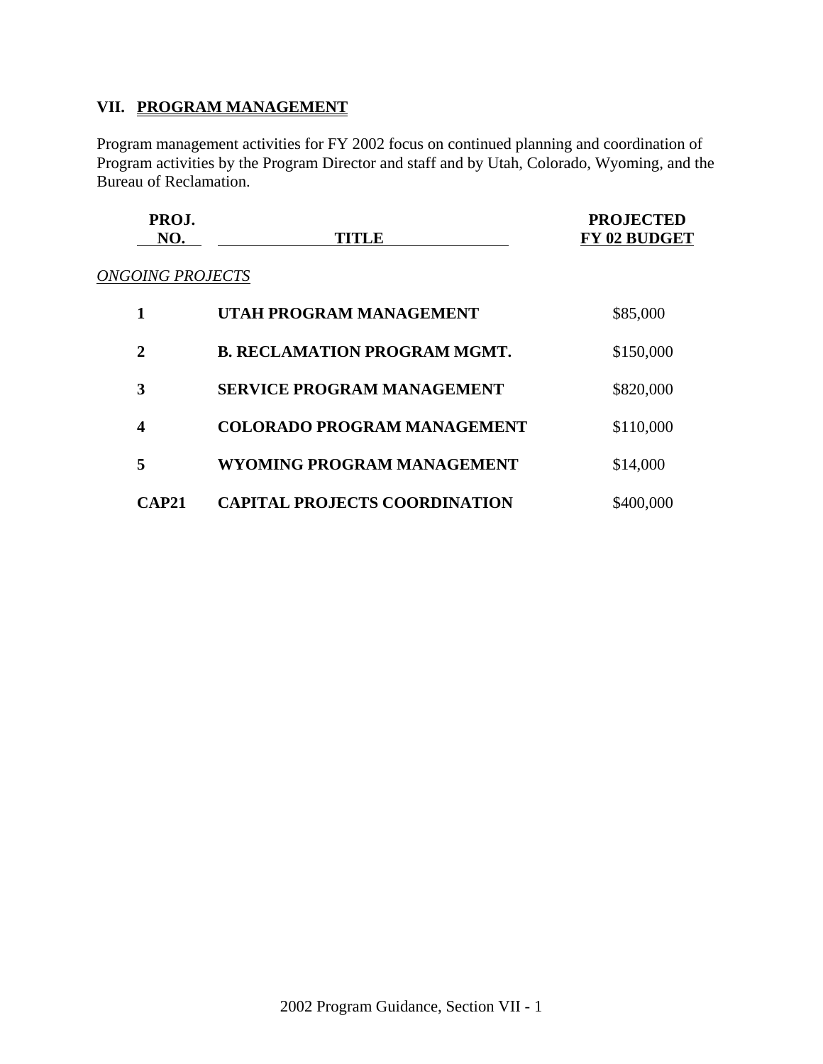## VII. PROGRAM MANAGEMENT

Program management activities for FY 2002 focus on continued planning and coordination of Program activities by the Program Director and staff and by Utah, Colorado, Wyoming, and the Bureau of Reclamation.

| PROJ. NO. | TITLE | PROJECTED FY 02 BUDGET |
|---|---|---|
| *ONGOING PROJECTS* | | |
| **1** | **UTAH PROGRAM MANAGEMENT** | $85,000 |
| **2** | **B. RECLAMATION PROGRAM MGMT.** | $150,000 |
| **3** | **SERVICE PROGRAM MANAGEMENT** | $820,000 |
| **4** | **COLORADO PROGRAM MANAGEMENT** | $110,000 |
| **5** | **WYOMING PROGRAM MANAGEMENT** | $14,000 |
| **CAP21** | **CAPITAL PROJECTS COORDINATION** | $400,000 |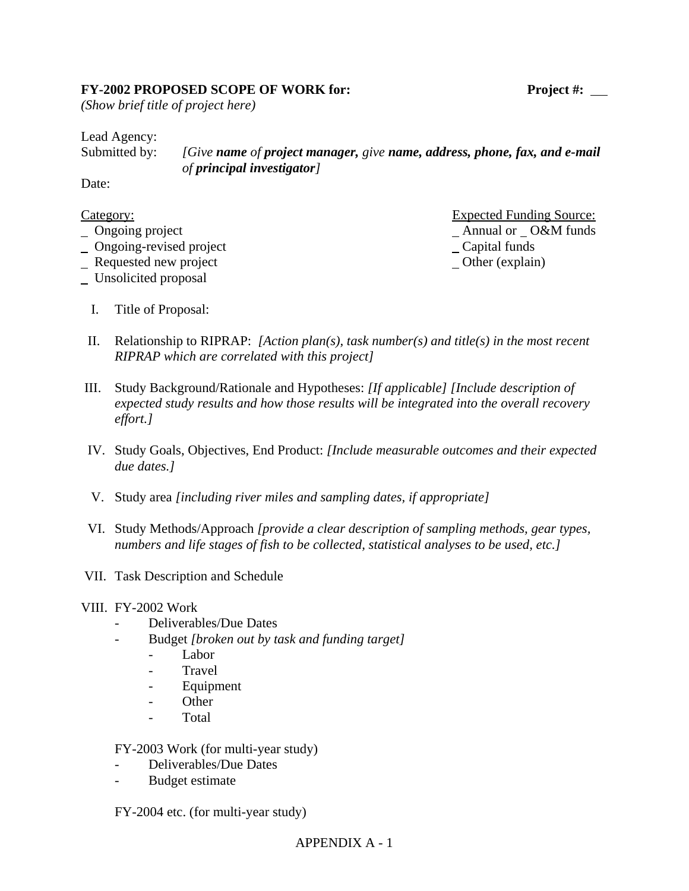**FY-2002 PROPOSED SCOPE OF WORK for:** **Project #:** __

*(Show brief title of project here)*

Lead Agency:

Submitted by: *[Give **name** of **project manager,** give **name, address, phone, fax, and e-mail** of **principal investigator**]*

Date:

Category:

_ Ongoing project

_ Ongoing-revised project

_ Requested new project

_ Unsolicited proposal

Expected Funding Source:

_ Annual or _ O&M funds

_ Capital funds

_ Other (explain)

I. Title of Proposal:

II. Relationship to RIPRAP: *[Action plan(s), task number(s) and title(s) in the most recent RIPRAP which are correlated with this project]*

III. Study Background/Rationale and Hypotheses: *[If applicable] [Include description of expected study results and how those results will be integrated into the overall recovery effort.]*

IV. Study Goals, Objectives, End Product: *[Include measurable outcomes and their expected due dates.]*

V. Study area *[including river miles and sampling dates, if appropriate]*

VI. Study Methods/Approach *[provide a clear description of sampling methods, gear types, numbers and life stages of fish to be collected, statistical analyses to be used, etc.]*

VII. Task Description and Schedule

VIII. FY-2002 Work

- Deliverables/Due Dates
- Budget *[broken out by task and funding target]*
  - Labor
  - Travel
  - Equipment
  - Other
  - Total

FY-2003 Work (for multi-year study)

- Deliverables/Due Dates
- Budget estimate

FY-2004 etc. (for multi-year study)

APPENDIX A - 1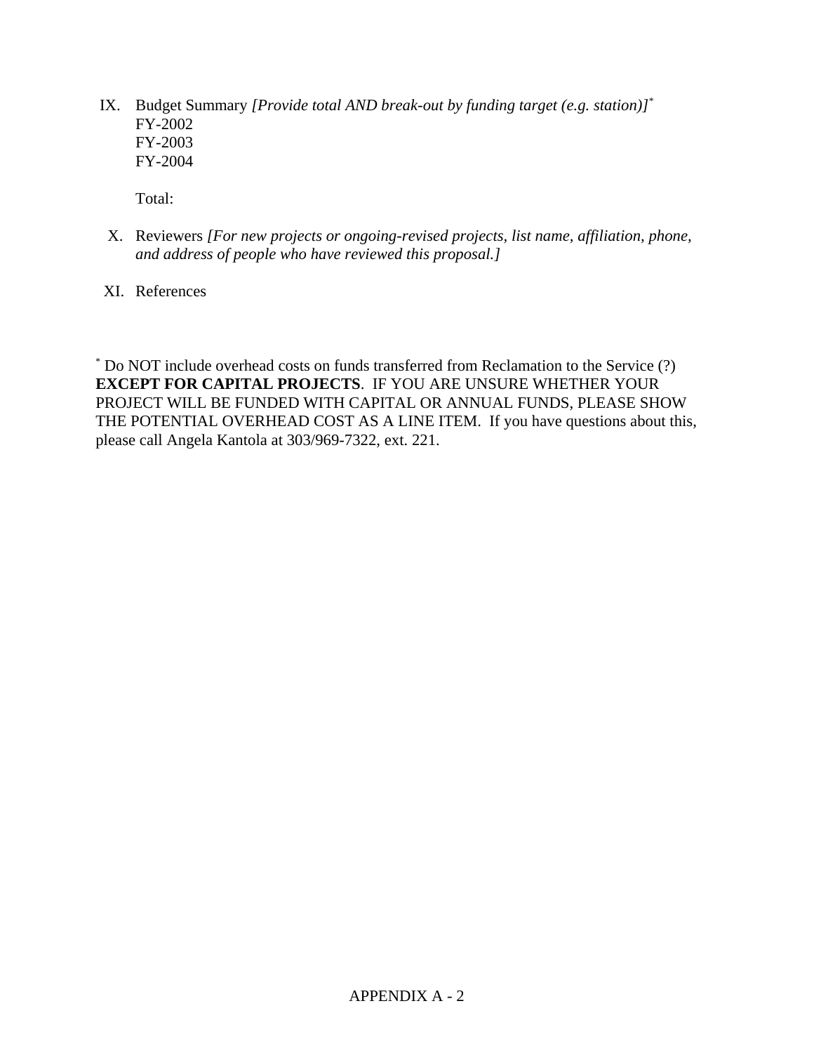IX. Budget Summary *[Provide total AND break-out by funding target (e.g. station)]**
FY-2002
FY-2003
FY-2004

Total:

X. Reviewers *[For new projects or ongoing-revised projects, list name, affiliation, phone, and address of people who have reviewed this proposal.]*

XI. References

* Do NOT include overhead costs on funds transferred from Reclamation to the Service (?) **EXCEPT FOR CAPITAL PROJECTS**. IF YOU ARE UNSURE WHETHER YOUR PROJECT WILL BE FUNDED WITH CAPITAL OR ANNUAL FUNDS, PLEASE SHOW THE POTENTIAL OVERHEAD COST AS A LINE ITEM. If you have questions about this, please call Angela Kantola at 303/969-7322, ext. 221.